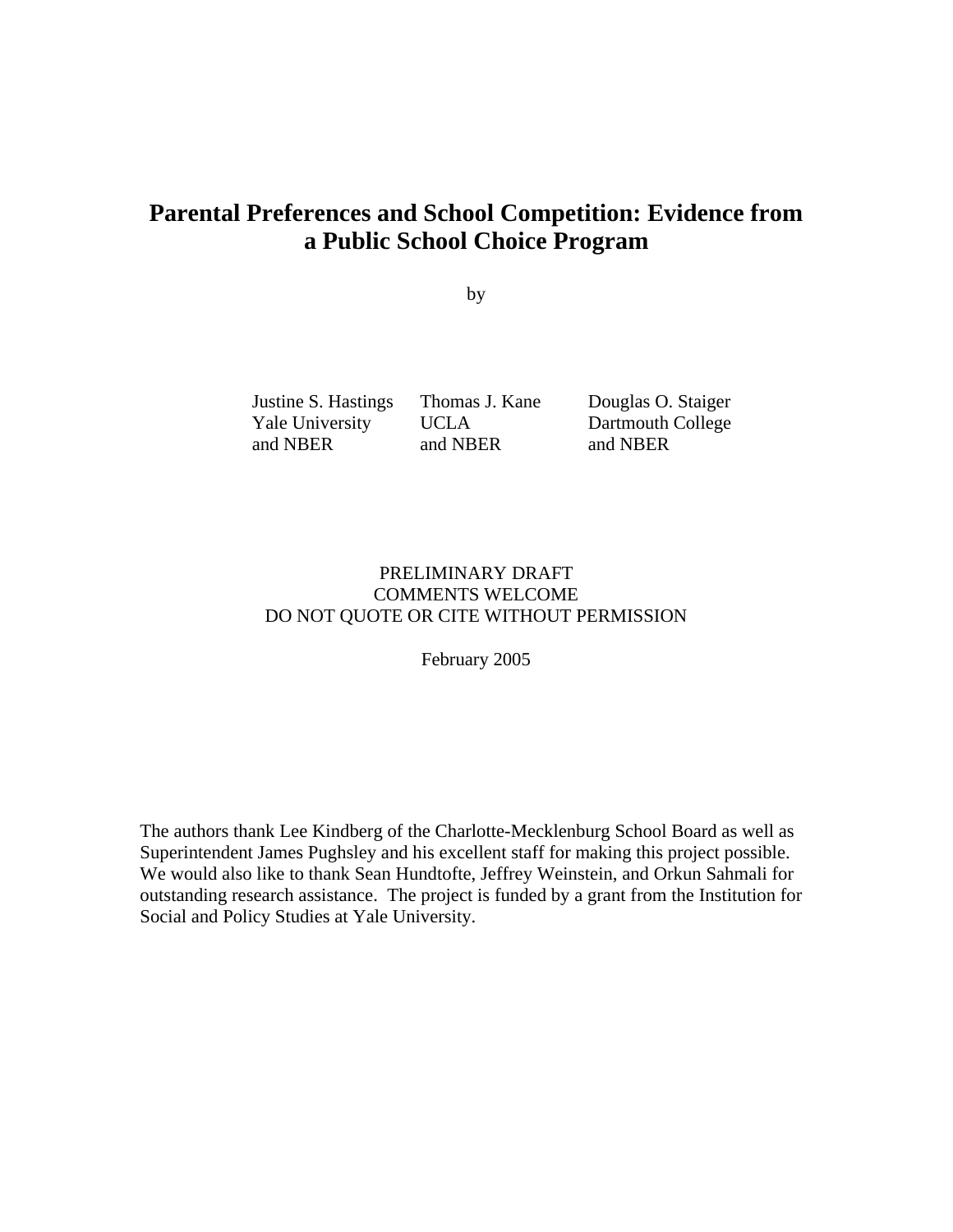# Parental Preferences and School Competition: Evidence from a Public School Choice Program

by

| Justine S. Hastings | Thomas J. Kane | Douglas O. Staiger |
|---|---|---|
| Yale University | UCLA | Dartmouth College |
| and NBER | and NBER | and NBER |

PRELIMINARY DRAFT
COMMENTS WELCOME
DO NOT QUOTE OR CITE WITHOUT PERMISSION

February 2005

The authors thank Lee Kindberg of the Charlotte-Mecklenburg School Board as well as Superintendent James Pughsley and his excellent staff for making this project possible. We would also like to thank Sean Hundtofte, Jeffrey Weinstein, and Orkun Sahmali for outstanding research assistance. The project is funded by a grant from the Institution for Social and Policy Studies at Yale University.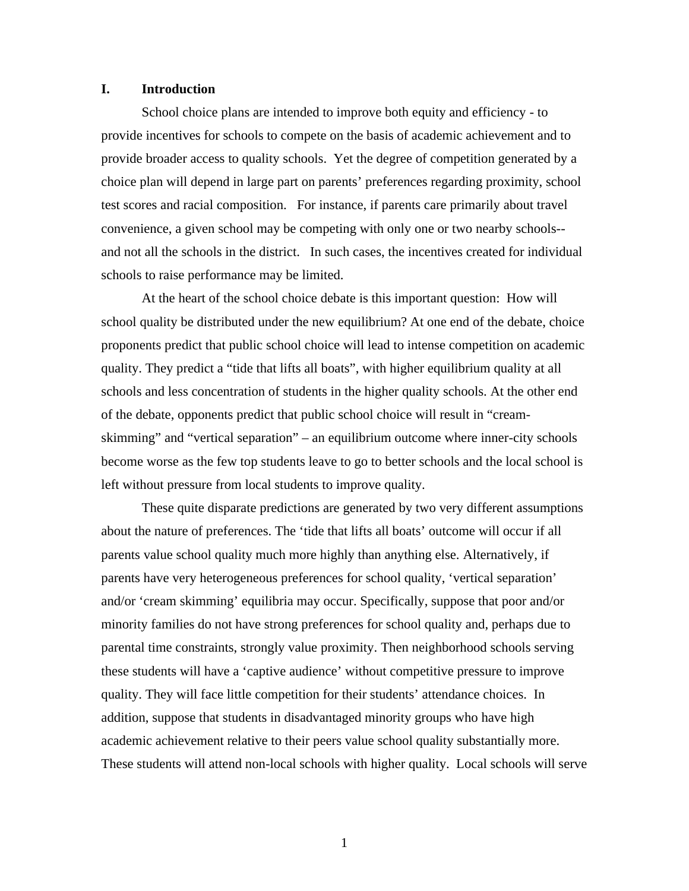## I. Introduction

School choice plans are intended to improve both equity and efficiency - to provide incentives for schools to compete on the basis of academic achievement and to provide broader access to quality schools. Yet the degree of competition generated by a choice plan will depend in large part on parents' preferences regarding proximity, school test scores and racial composition. For instance, if parents care primarily about travel convenience, a given school may be competing with only one or two nearby schools--and not all the schools in the district. In such cases, the incentives created for individual schools to raise performance may be limited.

At the heart of the school choice debate is this important question: How will school quality be distributed under the new equilibrium? At one end of the debate, choice proponents predict that public school choice will lead to intense competition on academic quality. They predict a "tide that lifts all boats", with higher equilibrium quality at all schools and less concentration of students in the higher quality schools. At the other end of the debate, opponents predict that public school choice will result in "cream-skimming" and "vertical separation" – an equilibrium outcome where inner-city schools become worse as the few top students leave to go to better schools and the local school is left without pressure from local students to improve quality.

These quite disparate predictions are generated by two very different assumptions about the nature of preferences. The 'tide that lifts all boats' outcome will occur if all parents value school quality much more highly than anything else. Alternatively, if parents have very heterogeneous preferences for school quality, 'vertical separation' and/or 'cream skimming' equilibria may occur. Specifically, suppose that poor and/or minority families do not have strong preferences for school quality and, perhaps due to parental time constraints, strongly value proximity. Then neighborhood schools serving these students will have a 'captive audience' without competitive pressure to improve quality. They will face little competition for their students' attendance choices. In addition, suppose that students in disadvantaged minority groups who have high academic achievement relative to their peers value school quality substantially more. These students will attend non-local schools with higher quality. Local schools will serve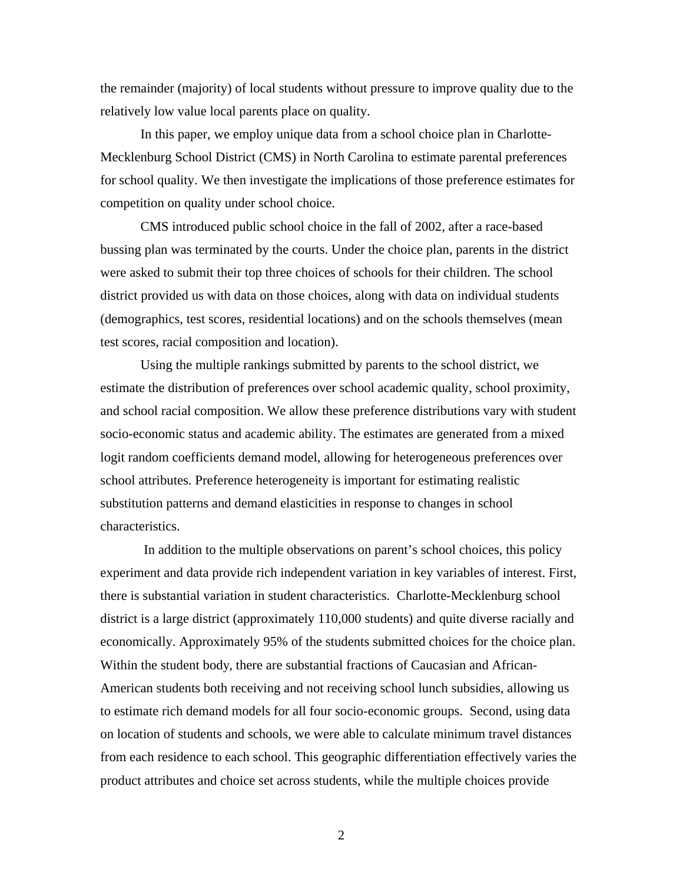the remainder (majority) of local students without pressure to improve quality due to the relatively low value local parents place on quality.

In this paper, we employ unique data from a school choice plan in Charlotte-Mecklenburg School District (CMS) in North Carolina to estimate parental preferences for school quality. We then investigate the implications of those preference estimates for competition on quality under school choice.

CMS introduced public school choice in the fall of 2002, after a race-based bussing plan was terminated by the courts. Under the choice plan, parents in the district were asked to submit their top three choices of schools for their children. The school district provided us with data on those choices, along with data on individual students (demographics, test scores, residential locations) and on the schools themselves (mean test scores, racial composition and location).

Using the multiple rankings submitted by parents to the school district, we estimate the distribution of preferences over school academic quality, school proximity, and school racial composition. We allow these preference distributions vary with student socio-economic status and academic ability. The estimates are generated from a mixed logit random coefficients demand model, allowing for heterogeneous preferences over school attributes. Preference heterogeneity is important for estimating realistic substitution patterns and demand elasticities in response to changes in school characteristics.

In addition to the multiple observations on parent's school choices, this policy experiment and data provide rich independent variation in key variables of interest. First, there is substantial variation in student characteristics. Charlotte-Mecklenburg school district is a large district (approximately 110,000 students) and quite diverse racially and economically. Approximately 95% of the students submitted choices for the choice plan. Within the student body, there are substantial fractions of Caucasian and African-American students both receiving and not receiving school lunch subsidies, allowing us to estimate rich demand models for all four socio-economic groups. Second, using data on location of students and schools, we were able to calculate minimum travel distances from each residence to each school. This geographic differentiation effectively varies the product attributes and choice set across students, while the multiple choices provide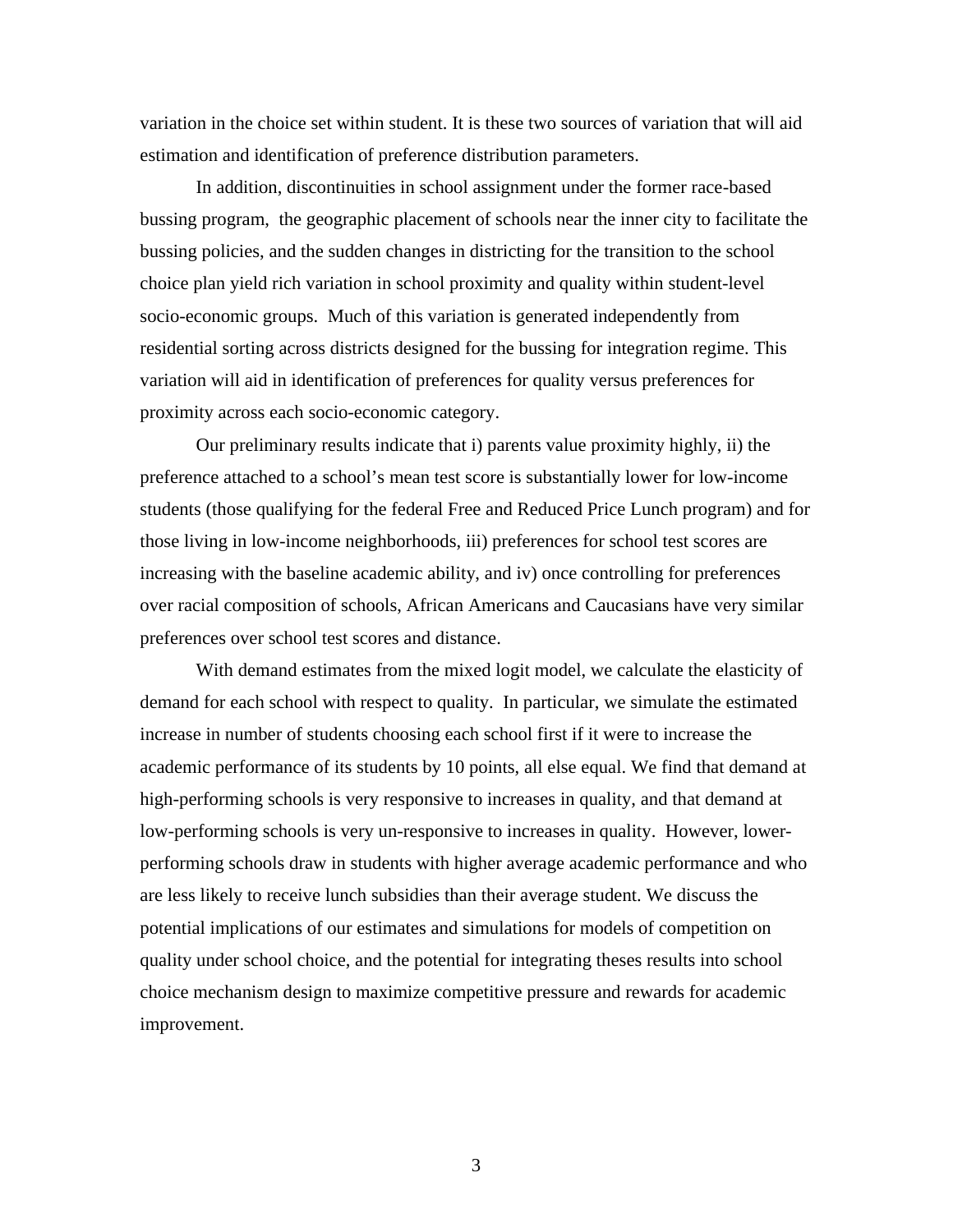variation in the choice set within student. It is these two sources of variation that will aid estimation and identification of preference distribution parameters.

In addition, discontinuities in school assignment under the former race-based bussing program, the geographic placement of schools near the inner city to facilitate the bussing policies, and the sudden changes in districting for the transition to the school choice plan yield rich variation in school proximity and quality within student-level socio-economic groups. Much of this variation is generated independently from residential sorting across districts designed for the bussing for integration regime. This variation will aid in identification of preferences for quality versus preferences for proximity across each socio-economic category.

Our preliminary results indicate that i) parents value proximity highly, ii) the preference attached to a school's mean test score is substantially lower for low-income students (those qualifying for the federal Free and Reduced Price Lunch program) and for those living in low-income neighborhoods, iii) preferences for school test scores are increasing with the baseline academic ability, and iv) once controlling for preferences over racial composition of schools, African Americans and Caucasians have very similar preferences over school test scores and distance.

With demand estimates from the mixed logit model, we calculate the elasticity of demand for each school with respect to quality. In particular, we simulate the estimated increase in number of students choosing each school first if it were to increase the academic performance of its students by 10 points, all else equal. We find that demand at high-performing schools is very responsive to increases in quality, and that demand at low-performing schools is very un-responsive to increases in quality. However, lower-performing schools draw in students with higher average academic performance and who are less likely to receive lunch subsidies than their average student. We discuss the potential implications of our estimates and simulations for models of competition on quality under school choice, and the potential for integrating theses results into school choice mechanism design to maximize competitive pressure and rewards for academic improvement.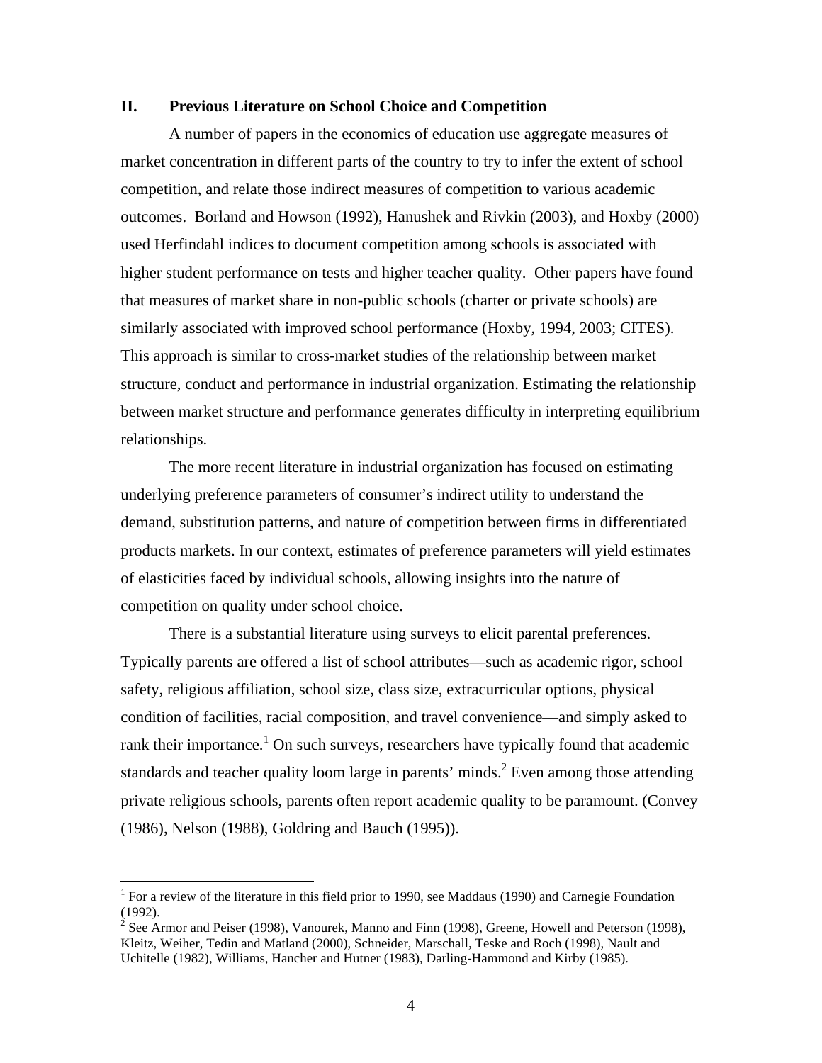## II. Previous Literature on School Choice and Competition

A number of papers in the economics of education use aggregate measures of market concentration in different parts of the country to try to infer the extent of school competition, and relate those indirect measures of competition to various academic outcomes. Borland and Howson (1992), Hanushek and Rivkin (2003), and Hoxby (2000) used Herfindahl indices to document competition among schools is associated with higher student performance on tests and higher teacher quality. Other papers have found that measures of market share in non-public schools (charter or private schools) are similarly associated with improved school performance (Hoxby, 1994, 2003; CITES). This approach is similar to cross-market studies of the relationship between market structure, conduct and performance in industrial organization. Estimating the relationship between market structure and performance generates difficulty in interpreting equilibrium relationships.

The more recent literature in industrial organization has focused on estimating underlying preference parameters of consumer's indirect utility to understand the demand, substitution patterns, and nature of competition between firms in differentiated products markets. In our context, estimates of preference parameters will yield estimates of elasticities faced by individual schools, allowing insights into the nature of competition on quality under school choice.

There is a substantial literature using surveys to elicit parental preferences. Typically parents are offered a list of school attributes—such as academic rigor, school safety, religious affiliation, school size, class size, extracurricular options, physical condition of facilities, racial composition, and travel convenience—and simply asked to rank their importance.[1] On such surveys, researchers have typically found that academic standards and teacher quality loom large in parents' minds.[2] Even among those attending private religious schools, parents often report academic quality to be paramount. (Convey (1986), Nelson (1988), Goldring and Bauch (1995)).

---

[1] For a review of the literature in this field prior to 1990, see Maddaus (1990) and Carnegie Foundation (1992).

[2] See Armor and Peiser (1998), Vanourek, Manno and Finn (1998), Greene, Howell and Peterson (1998), Kleitz, Weiher, Tedin and Matland (2000), Schneider, Marschall, Teske and Roch (1998), Nault and Uchitelle (1982), Williams, Hancher and Hutner (1983), Darling-Hammond and Kirby (1985).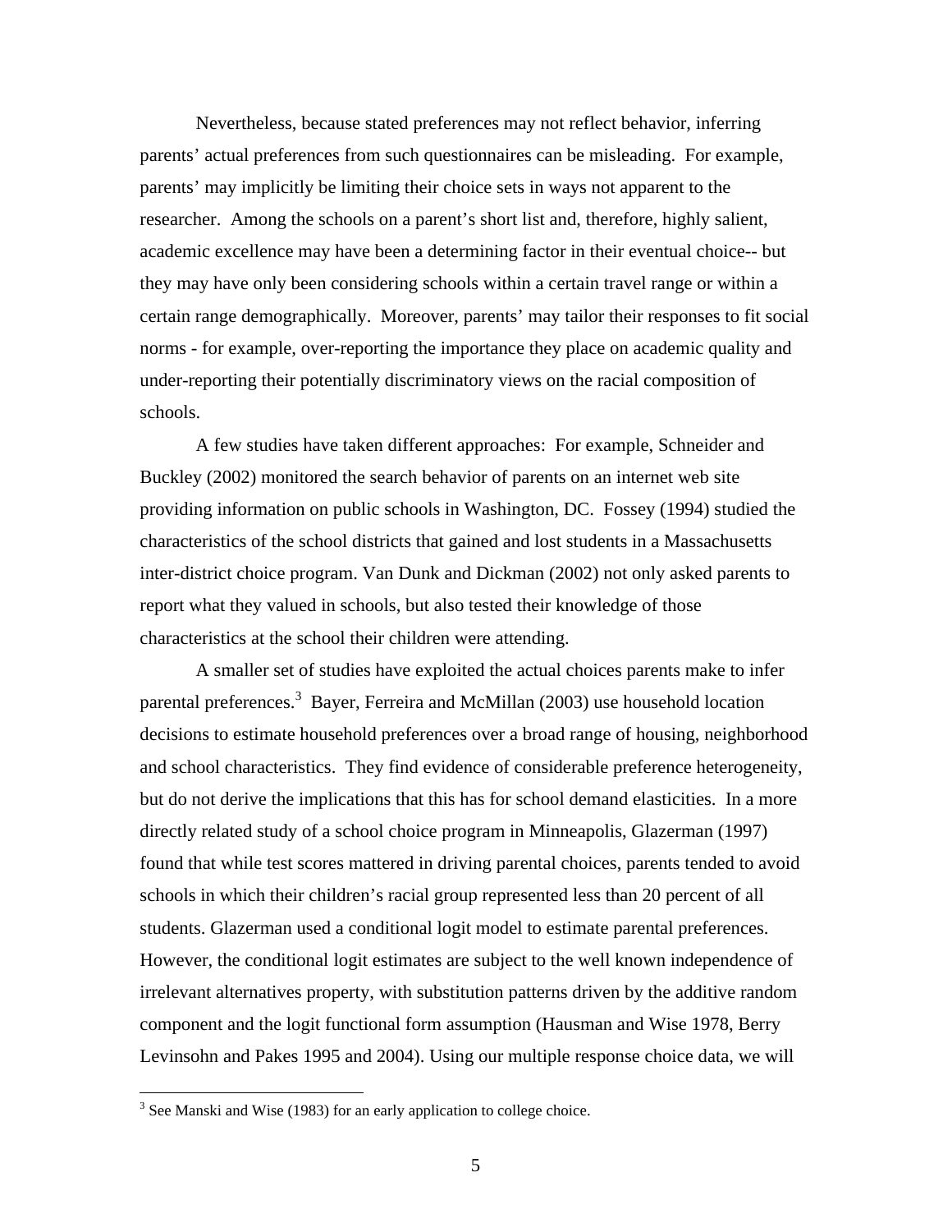Nevertheless, because stated preferences may not reflect behavior, inferring parents' actual preferences from such questionnaires can be misleading. For example, parents' may implicitly be limiting their choice sets in ways not apparent to the researcher. Among the schools on a parent's short list and, therefore, highly salient, academic excellence may have been a determining factor in their eventual choice-- but they may have only been considering schools within a certain travel range or within a certain range demographically. Moreover, parents' may tailor their responses to fit social norms - for example, over-reporting the importance they place on academic quality and under-reporting their potentially discriminatory views on the racial composition of schools.

A few studies have taken different approaches: For example, Schneider and Buckley (2002) monitored the search behavior of parents on an internet web site providing information on public schools in Washington, DC. Fossey (1994) studied the characteristics of the school districts that gained and lost students in a Massachusetts inter-district choice program. Van Dunk and Dickman (2002) not only asked parents to report what they valued in schools, but also tested their knowledge of those characteristics at the school their children were attending.

A smaller set of studies have exploited the actual choices parents make to infer parental preferences.[3] Bayer, Ferreira and McMillan (2003) use household location decisions to estimate household preferences over a broad range of housing, neighborhood and school characteristics. They find evidence of considerable preference heterogeneity, but do not derive the implications that this has for school demand elasticities. In a more directly related study of a school choice program in Minneapolis, Glazerman (1997) found that while test scores mattered in driving parental choices, parents tended to avoid schools in which their children's racial group represented less than 20 percent of all students. Glazerman used a conditional logit model to estimate parental preferences. However, the conditional logit estimates are subject to the well known independence of irrelevant alternatives property, with substitution patterns driven by the additive random component and the logit functional form assumption (Hausman and Wise 1978, Berry Levinsohn and Pakes 1995 and 2004). Using our multiple response choice data, we will

[3] See Manski and Wise (1983) for an early application to college choice.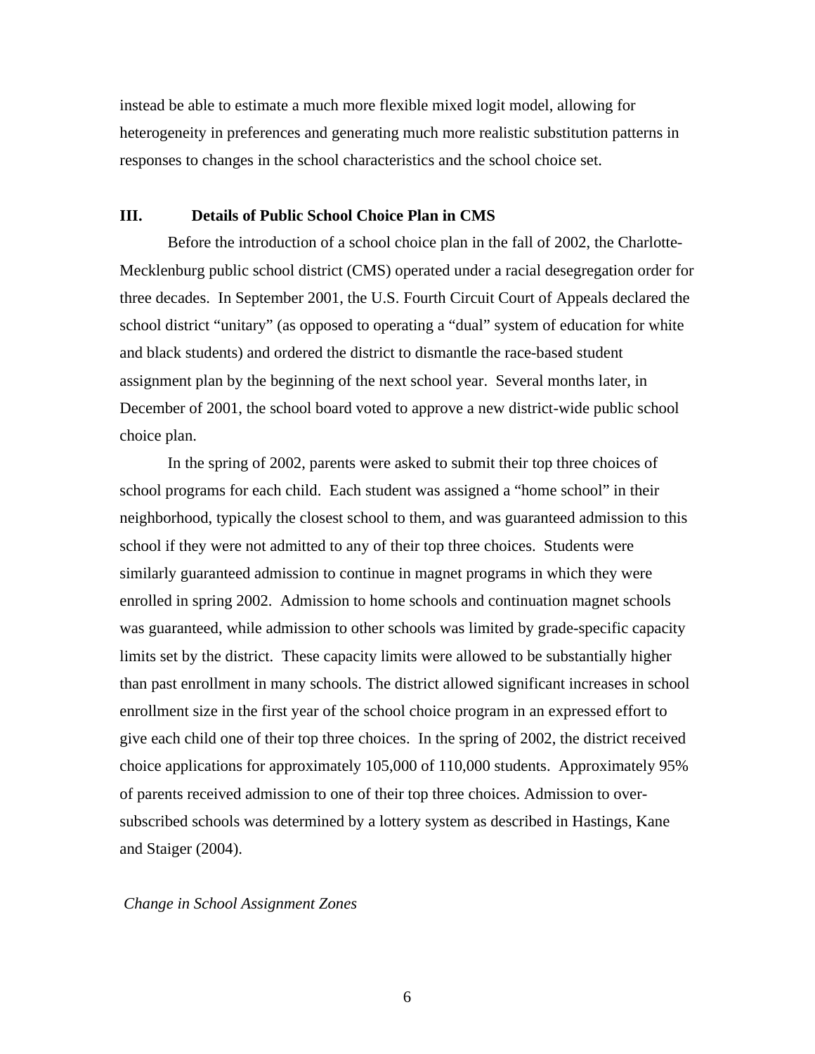instead be able to estimate a much more flexible mixed logit model, allowing for heterogeneity in preferences and generating much more realistic substitution patterns in responses to changes in the school characteristics and the school choice set.

## III. Details of Public School Choice Plan in CMS

Before the introduction of a school choice plan in the fall of 2002, the Charlotte-Mecklenburg public school district (CMS) operated under a racial desegregation order for three decades. In September 2001, the U.S. Fourth Circuit Court of Appeals declared the school district "unitary" (as opposed to operating a "dual" system of education for white and black students) and ordered the district to dismantle the race-based student assignment plan by the beginning of the next school year. Several months later, in December of 2001, the school board voted to approve a new district-wide public school choice plan.

In the spring of 2002, parents were asked to submit their top three choices of school programs for each child. Each student was assigned a "home school" in their neighborhood, typically the closest school to them, and was guaranteed admission to this school if they were not admitted to any of their top three choices. Students were similarly guaranteed admission to continue in magnet programs in which they were enrolled in spring 2002. Admission to home schools and continuation magnet schools was guaranteed, while admission to other schools was limited by grade-specific capacity limits set by the district. These capacity limits were allowed to be substantially higher than past enrollment in many schools. The district allowed significant increases in school enrollment size in the first year of the school choice program in an expressed effort to give each child one of their top three choices. In the spring of 2002, the district received choice applications for approximately 105,000 of 110,000 students. Approximately 95% of parents received admission to one of their top three choices. Admission to over-subscribed schools was determined by a lottery system as described in Hastings, Kane and Staiger (2004).

*Change in School Assignment Zones*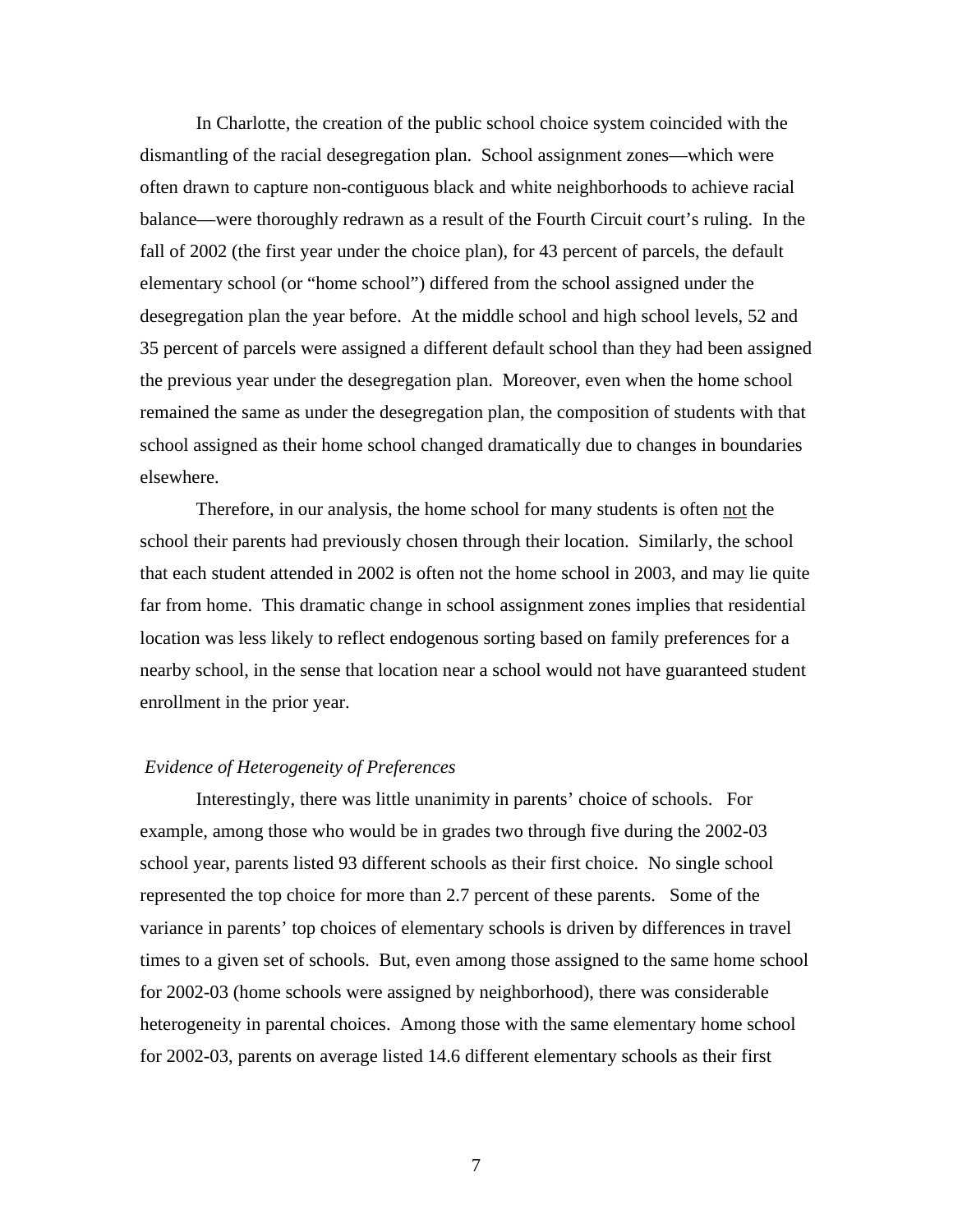In Charlotte, the creation of the public school choice system coincided with the dismantling of the racial desegregation plan. School assignment zones—which were often drawn to capture non-contiguous black and white neighborhoods to achieve racial balance—were thoroughly redrawn as a result of the Fourth Circuit court's ruling. In the fall of 2002 (the first year under the choice plan), for 43 percent of parcels, the default elementary school (or "home school") differed from the school assigned under the desegregation plan the year before. At the middle school and high school levels, 52 and 35 percent of parcels were assigned a different default school than they had been assigned the previous year under the desegregation plan. Moreover, even when the home school remained the same as under the desegregation plan, the composition of students with that school assigned as their home school changed dramatically due to changes in boundaries elsewhere.

Therefore, in our analysis, the home school for many students is often not the school their parents had previously chosen through their location. Similarly, the school that each student attended in 2002 is often not the home school in 2003, and may lie quite far from home. This dramatic change in school assignment zones implies that residential location was less likely to reflect endogenous sorting based on family preferences for a nearby school, in the sense that location near a school would not have guaranteed student enrollment in the prior year.

*Evidence of Heterogeneity of Preferences*

Interestingly, there was little unanimity in parents' choice of schools. For example, among those who would be in grades two through five during the 2002-03 school year, parents listed 93 different schools as their first choice. No single school represented the top choice for more than 2.7 percent of these parents. Some of the variance in parents' top choices of elementary schools is driven by differences in travel times to a given set of schools. But, even among those assigned to the same home school for 2002-03 (home schools were assigned by neighborhood), there was considerable heterogeneity in parental choices. Among those with the same elementary home school for 2002-03, parents on average listed 14.6 different elementary schools as their first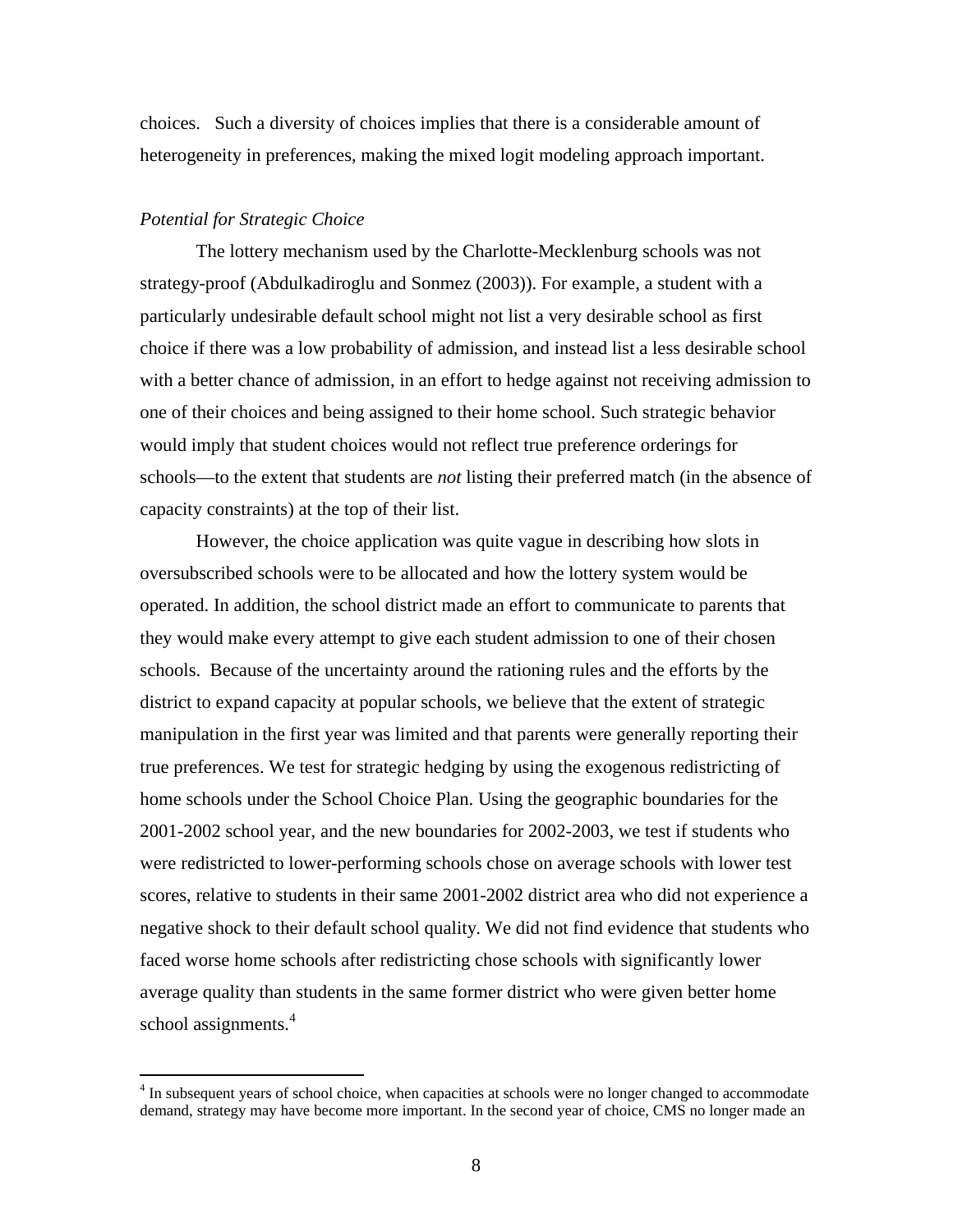choices. Such a diversity of choices implies that there is a considerable amount of heterogeneity in preferences, making the mixed logit modeling approach important.

*Potential for Strategic Choice*

The lottery mechanism used by the Charlotte-Mecklenburg schools was not strategy-proof (Abdulkadiroglu and Sonmez (2003)). For example, a student with a particularly undesirable default school might not list a very desirable school as first choice if there was a low probability of admission, and instead list a less desirable school with a better chance of admission, in an effort to hedge against not receiving admission to one of their choices and being assigned to their home school. Such strategic behavior would imply that student choices would not reflect true preference orderings for schools—to the extent that students are *not* listing their preferred match (in the absence of capacity constraints) at the top of their list.

However, the choice application was quite vague in describing how slots in oversubscribed schools were to be allocated and how the lottery system would be operated. In addition, the school district made an effort to communicate to parents that they would make every attempt to give each student admission to one of their chosen schools. Because of the uncertainty around the rationing rules and the efforts by the district to expand capacity at popular schools, we believe that the extent of strategic manipulation in the first year was limited and that parents were generally reporting their true preferences. We test for strategic hedging by using the exogenous redistricting of home schools under the School Choice Plan. Using the geographic boundaries for the 2001-2002 school year, and the new boundaries for 2002-2003, we test if students who were redistricted to lower-performing schools chose on average schools with lower test scores, relative to students in their same 2001-2002 district area who did not experience a negative shock to their default school quality. We did not find evidence that students who faced worse home schools after redistricting chose schools with significantly lower average quality than students in the same former district who were given better home school assignments.[4]

[4] In subsequent years of school choice, when capacities at schools were no longer changed to accommodate demand, strategy may have become more important. In the second year of choice, CMS no longer made an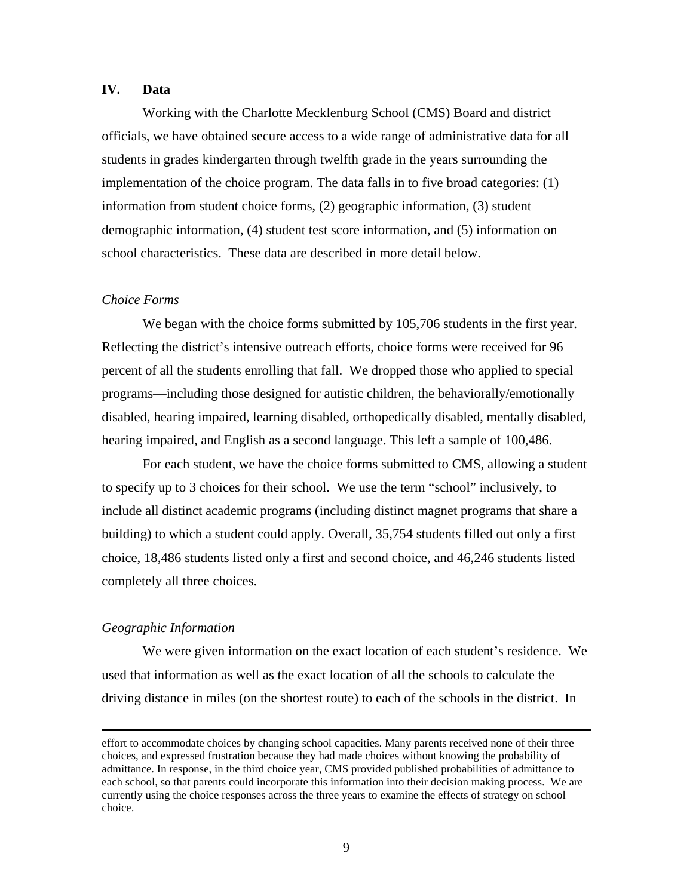## IV. Data

Working with the Charlotte Mecklenburg School (CMS) Board and district officials, we have obtained secure access to a wide range of administrative data for all students in grades kindergarten through twelfth grade in the years surrounding the implementation of the choice program. The data falls in to five broad categories: (1) information from student choice forms, (2) geographic information, (3) student demographic information, (4) student test score information, and (5) information on school characteristics. These data are described in more detail below.

### *Choice Forms*

We began with the choice forms submitted by 105,706 students in the first year. Reflecting the district's intensive outreach efforts, choice forms were received for 96 percent of all the students enrolling that fall. We dropped those who applied to special programs—including those designed for autistic children, the behaviorally/emotionally disabled, hearing impaired, learning disabled, orthopedically disabled, mentally disabled, hearing impaired, and English as a second language. This left a sample of 100,486.

For each student, we have the choice forms submitted to CMS, allowing a student to specify up to 3 choices for their school. We use the term "school" inclusively, to include all distinct academic programs (including distinct magnet programs that share a building) to which a student could apply. Overall, 35,754 students filled out only a first choice, 18,486 students listed only a first and second choice, and 46,246 students listed completely all three choices.

### *Geographic Information*

We were given information on the exact location of each student's residence. We used that information as well as the exact location of all the schools to calculate the driving distance in miles (on the shortest route) to each of the schools in the district. In

---

effort to accommodate choices by changing school capacities. Many parents received none of their three choices, and expressed frustration because they had made choices without knowing the probability of admittance. In response, in the third choice year, CMS provided published probabilities of admittance to each school, so that parents could incorporate this information into their decision making process. We are currently using the choice responses across the three years to examine the effects of strategy on school choice.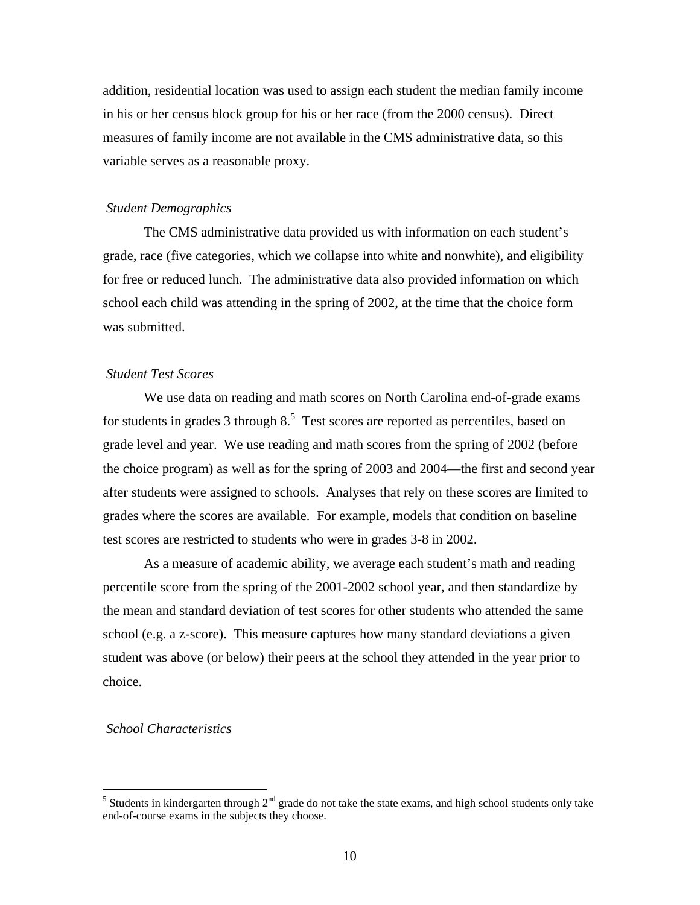addition, residential location was used to assign each student the median family income in his or her census block group for his or her race (from the 2000 census). Direct measures of family income are not available in the CMS administrative data, so this variable serves as a reasonable proxy.

*Student Demographics*

The CMS administrative data provided us with information on each student's grade, race (five categories, which we collapse into white and nonwhite), and eligibility for free or reduced lunch. The administrative data also provided information on which school each child was attending in the spring of 2002, at the time that the choice form was submitted.

*Student Test Scores*

We use data on reading and math scores on North Carolina end-of-grade exams for students in grades 3 through 8.[5] Test scores are reported as percentiles, based on grade level and year. We use reading and math scores from the spring of 2002 (before the choice program) as well as for the spring of 2003 and 2004—the first and second year after students were assigned to schools. Analyses that rely on these scores are limited to grades where the scores are available. For example, models that condition on baseline test scores are restricted to students who were in grades 3-8 in 2002.

As a measure of academic ability, we average each student's math and reading percentile score from the spring of the 2001-2002 school year, and then standardize by the mean and standard deviation of test scores for other students who attended the same school (e.g. a z-score). This measure captures how many standard deviations a given student was above (or below) their peers at the school they attended in the year prior to choice.

*School Characteristics*

[5] Students in kindergarten through 2nd grade do not take the state exams, and high school students only take end-of-course exams in the subjects they choose.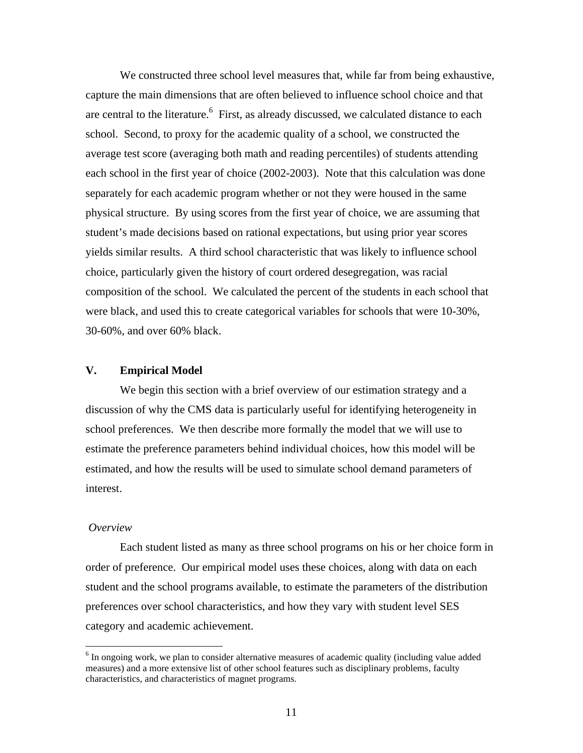We constructed three school level measures that, while far from being exhaustive, capture the main dimensions that are often believed to influence school choice and that are central to the literature.[6] First, as already discussed, we calculated distance to each school. Second, to proxy for the academic quality of a school, we constructed the average test score (averaging both math and reading percentiles) of students attending each school in the first year of choice (2002-2003). Note that this calculation was done separately for each academic program whether or not they were housed in the same physical structure. By using scores from the first year of choice, we are assuming that student's made decisions based on rational expectations, but using prior year scores yields similar results. A third school characteristic that was likely to influence school choice, particularly given the history of court ordered desegregation, was racial composition of the school. We calculated the percent of the students in each school that were black, and used this to create categorical variables for schools that were 10-30%, 30-60%, and over 60% black.

## V. Empirical Model

We begin this section with a brief overview of our estimation strategy and a discussion of why the CMS data is particularly useful for identifying heterogeneity in school preferences. We then describe more formally the model that we will use to estimate the preference parameters behind individual choices, how this model will be estimated, and how the results will be used to simulate school demand parameters of interest.

*Overview*

Each student listed as many as three school programs on his or her choice form in order of preference. Our empirical model uses these choices, along with data on each student and the school programs available, to estimate the parameters of the distribution preferences over school characteristics, and how they vary with student level SES category and academic achievement.

---

[6] In ongoing work, we plan to consider alternative measures of academic quality (including value added measures) and a more extensive list of other school features such as disciplinary problems, faculty characteristics, and characteristics of magnet programs.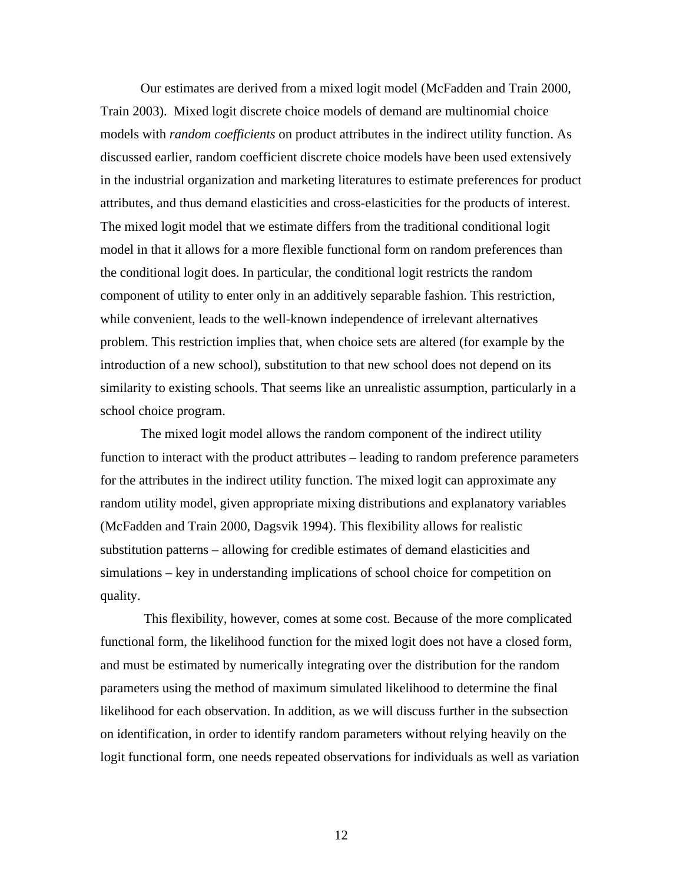Our estimates are derived from a mixed logit model (McFadden and Train 2000, Train 2003). Mixed logit discrete choice models of demand are multinomial choice models with *random coefficients* on product attributes in the indirect utility function. As discussed earlier, random coefficient discrete choice models have been used extensively in the industrial organization and marketing literatures to estimate preferences for product attributes, and thus demand elasticities and cross-elasticities for the products of interest. The mixed logit model that we estimate differs from the traditional conditional logit model in that it allows for a more flexible functional form on random preferences than the conditional logit does. In particular, the conditional logit restricts the random component of utility to enter only in an additively separable fashion. This restriction, while convenient, leads to the well-known independence of irrelevant alternatives problem. This restriction implies that, when choice sets are altered (for example by the introduction of a new school), substitution to that new school does not depend on its similarity to existing schools. That seems like an unrealistic assumption, particularly in a school choice program.

The mixed logit model allows the random component of the indirect utility function to interact with the product attributes – leading to random preference parameters for the attributes in the indirect utility function. The mixed logit can approximate any random utility model, given appropriate mixing distributions and explanatory variables (McFadden and Train 2000, Dagsvik 1994). This flexibility allows for realistic substitution patterns – allowing for credible estimates of demand elasticities and simulations – key in understanding implications of school choice for competition on quality.

This flexibility, however, comes at some cost. Because of the more complicated functional form, the likelihood function for the mixed logit does not have a closed form, and must be estimated by numerically integrating over the distribution for the random parameters using the method of maximum simulated likelihood to determine the final likelihood for each observation. In addition, as we will discuss further in the subsection on identification, in order to identify random parameters without relying heavily on the logit functional form, one needs repeated observations for individuals as well as variation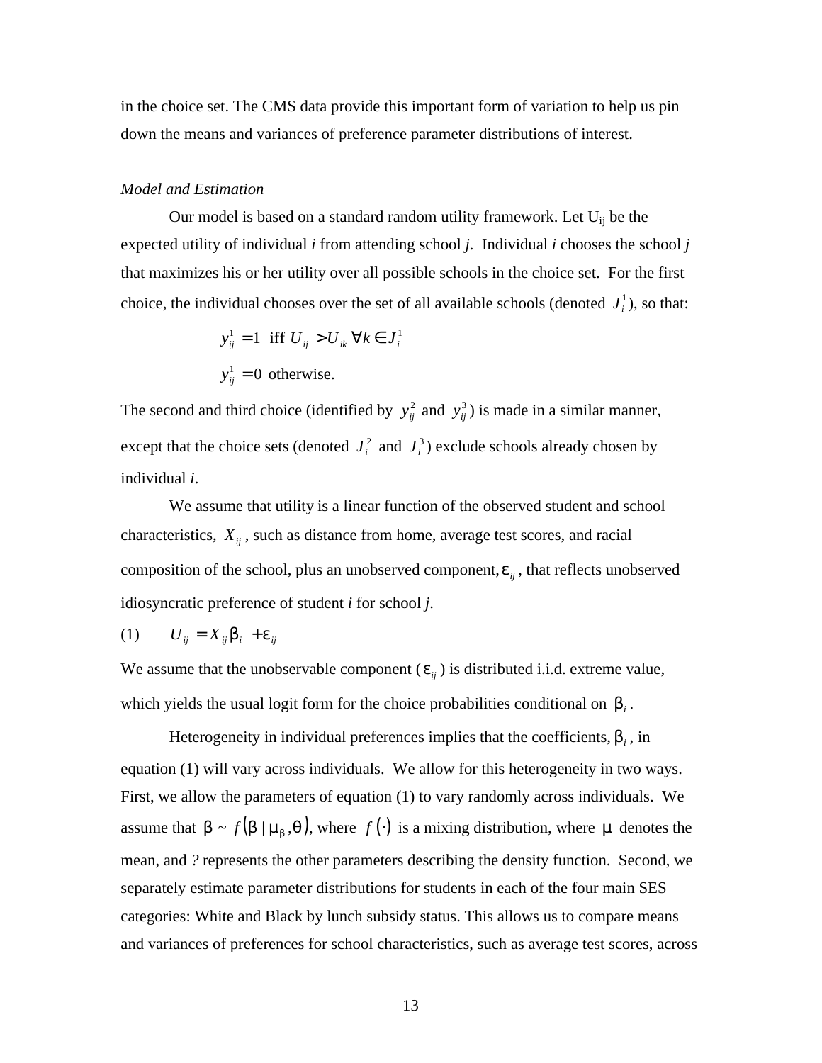in the choice set. The CMS data provide this important form of variation to help us pin down the means and variances of preference parameter distributions of interest.

*Model and Estimation*

Our model is based on a standard random utility framework. Let $U_{ij}$ be the expected utility of individual *i* from attending school *j*. Individual *i* chooses the school *j* that maximizes his or her utility over all possible schools in the choice set. For the first choice, the individual chooses over the set of all available schools (denoted $J_i^1$), so that:

$$y_{ij}^1 = 1 \text{ iff } U_{ij} > U_{ik} \; \forall k \in J_i^1$$

$$y_{ij}^1 = 0 \text{ otherwise.}$$

The second and third choice (identified by $y_{ij}^2$ and $y_{ij}^3$) is made in a similar manner, except that the choice sets (denoted $J_i^2$ and $J_i^3$) exclude schools already chosen by individual *i*.

We assume that utility is a linear function of the observed student and school characteristics, $X_{ij}$, such as distance from home, average test scores, and racial composition of the school, plus an unobserved component, $\varepsilon_{ij}$, that reflects unobserved idiosyncratic preference of student *i* for school *j*.

$$\text{(1)} \qquad U_{ij} = X_{ij}\beta_i + \varepsilon_{ij}$$

We assume that the unobservable component ($\varepsilon_{ij}$) is distributed i.i.d. extreme value, which yields the usual logit form for the choice probabilities conditional on $\beta_i$.

Heterogeneity in individual preferences implies that the coefficients, $\beta_i$, in equation (1) will vary across individuals. We allow for this heterogeneity in two ways. First, we allow the parameters of equation (1) to vary randomly across individuals. We assume that $\beta \sim f(\beta \mid \mu_\beta, \theta)$, where $f(\cdot)$ is a mixing distribution, where $\mu$ denotes the mean, and ? represents the other parameters describing the density function. Second, we separately estimate parameter distributions for students in each of the four main SES categories: White and Black by lunch subsidy status. This allows us to compare means and variances of preferences for school characteristics, such as average test scores, across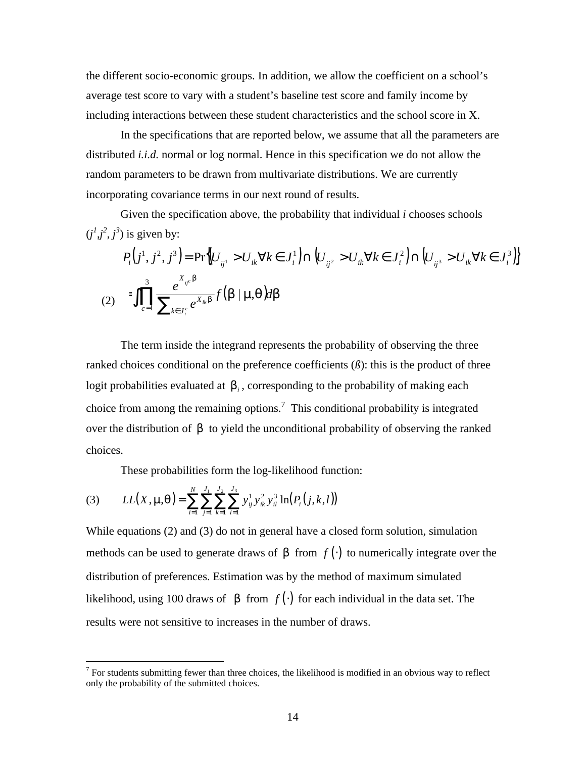the different socio-economic groups. In addition, we allow the coefficient on a school's average test score to vary with a student's baseline test score and family income by including interactions between these student characteristics and the school score in X.

In the specifications that are reported below, we assume that all the parameters are distributed *i.i.d.* normal or log normal. Hence in this specification we do not allow the random parameters to be drawn from multivariate distributions. We are currently incorporating covariance terms in our next round of results.

Given the specification above, the probability that individual *i* chooses schools ($j^1, j^2, j^3$) is given by:

$$P_i\left(j^1, j^2, j^3\right) = \Pr\left\{\left(U_{ij^1} > U_{ik} \forall k \in J_i^1\right) \cap \left(U_{ij^2} > U_{ik} \forall k \in J_i^2\right) \cap \left(U_{ij^3} > U_{ik} \forall k \in J_i^3\right)\right\}$$

$$(2) \qquad = \int \prod_{c=1}^{3} \frac{e^{X_{ij^c}\beta}}{\sum_{k \in J_i^c} e^{X_{ik}\beta}} f\left(\beta \mid \mu, \theta\right) d\beta$$

The term inside the integrand represents the probability of observing the three ranked choices conditional on the preference coefficients (*ß*): this is the product of three logit probabilities evaluated at $\beta_i$, corresponding to the probability of making each choice from among the remaining options.[7] This conditional probability is integrated over the distribution of $\beta$ to yield the unconditional probability of observing the ranked choices.

These probabilities form the log-likelihood function:

$$(3) \qquad LL\left(X, \mu, \theta\right) = \sum_{i=1}^{N} \sum_{j=1}^{J_1} \sum_{k=1}^{J_2} \sum_{l=1}^{J_3} y_{ij}^1 y_{ik}^2 y_{il}^3 \ln\left(P_i\left(j, k, l\right)\right)$$

While equations (2) and (3) do not in general have a closed form solution, simulation methods can be used to generate draws of $\beta$ from $f\left(\cdot\right)$ to numerically integrate over the distribution of preferences. Estimation was by the method of maximum simulated likelihood, using 100 draws of $\beta$ from $f\left(\cdot\right)$ for each individual in the data set. The results were not sensitive to increases in the number of draws.

---

[7] For students submitting fewer than three choices, the likelihood is modified in an obvious way to reflect only the probability of the submitted choices.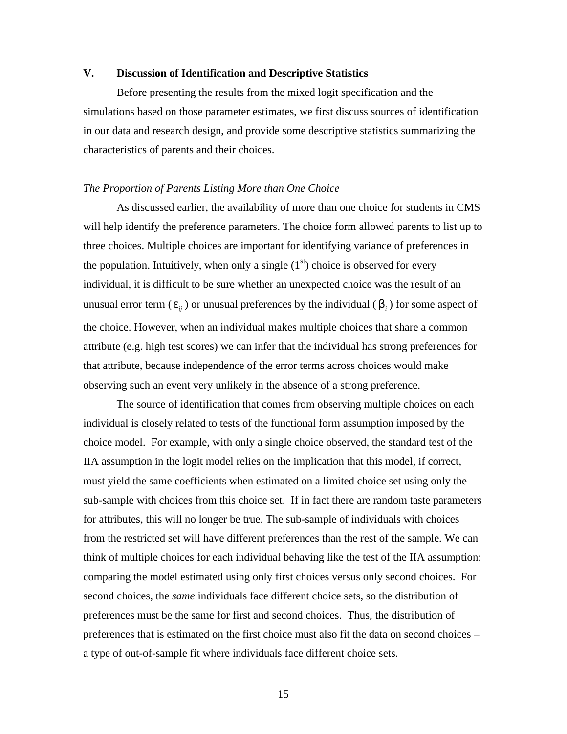## V. Discussion of Identification and Descriptive Statistics

Before presenting the results from the mixed logit specification and the simulations based on those parameter estimates, we first discuss sources of identification in our data and research design, and provide some descriptive statistics summarizing the characteristics of parents and their choices.

### *The Proportion of Parents Listing More than One Choice*

As discussed earlier, the availability of more than one choice for students in CMS will help identify the preference parameters. The choice form allowed parents to list up to three choices. Multiple choices are important for identifying variance of preferences in the population. Intuitively, when only a single (1st) choice is observed for every individual, it is difficult to be sure whether an unexpected choice was the result of an unusual error term ($\varepsilon_{ij}$) or unusual preferences by the individual ($\beta_i$) for some aspect of the choice. However, when an individual makes multiple choices that share a common attribute (e.g. high test scores) we can infer that the individual has strong preferences for that attribute, because independence of the error terms across choices would make observing such an event very unlikely in the absence of a strong preference.

The source of identification that comes from observing multiple choices on each individual is closely related to tests of the functional form assumption imposed by the choice model. For example, with only a single choice observed, the standard test of the IIA assumption in the logit model relies on the implication that this model, if correct, must yield the same coefficients when estimated on a limited choice set using only the sub-sample with choices from this choice set. If in fact there are random taste parameters for attributes, this will no longer be true. The sub-sample of individuals with choices from the restricted set will have different preferences than the rest of the sample. We can think of multiple choices for each individual behaving like the test of the IIA assumption: comparing the model estimated using only first choices versus only second choices. For second choices, the *same* individuals face different choice sets, so the distribution of preferences must be the same for first and second choices. Thus, the distribution of preferences that is estimated on the first choice must also fit the data on second choices – a type of out-of-sample fit where individuals face different choice sets.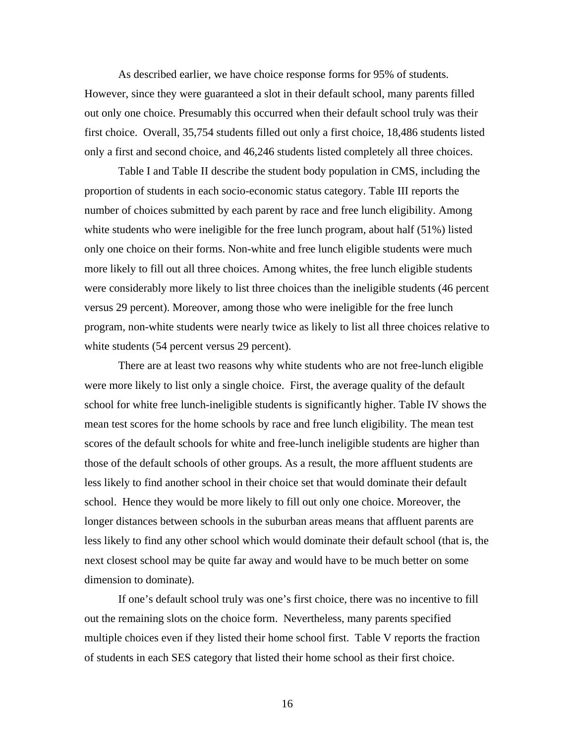As described earlier, we have choice response forms for 95% of students. However, since they were guaranteed a slot in their default school, many parents filled out only one choice. Presumably this occurred when their default school truly was their first choice. Overall, 35,754 students filled out only a first choice, 18,486 students listed only a first and second choice, and 46,246 students listed completely all three choices.

Table I and Table II describe the student body population in CMS, including the proportion of students in each socio-economic status category. Table III reports the number of choices submitted by each parent by race and free lunch eligibility. Among white students who were ineligible for the free lunch program, about half (51%) listed only one choice on their forms. Non-white and free lunch eligible students were much more likely to fill out all three choices. Among whites, the free lunch eligible students were considerably more likely to list three choices than the ineligible students (46 percent versus 29 percent). Moreover, among those who were ineligible for the free lunch program, non-white students were nearly twice as likely to list all three choices relative to white students (54 percent versus 29 percent).

There are at least two reasons why white students who are not free-lunch eligible were more likely to list only a single choice. First, the average quality of the default school for white free lunch-ineligible students is significantly higher. Table IV shows the mean test scores for the home schools by race and free lunch eligibility. The mean test scores of the default schools for white and free-lunch ineligible students are higher than those of the default schools of other groups. As a result, the more affluent students are less likely to find another school in their choice set that would dominate their default school. Hence they would be more likely to fill out only one choice. Moreover, the longer distances between schools in the suburban areas means that affluent parents are less likely to find any other school which would dominate their default school (that is, the next closest school may be quite far away and would have to be much better on some dimension to dominate).

If one's default school truly was one's first choice, there was no incentive to fill out the remaining slots on the choice form. Nevertheless, many parents specified multiple choices even if they listed their home school first. Table V reports the fraction of students in each SES category that listed their home school as their first choice.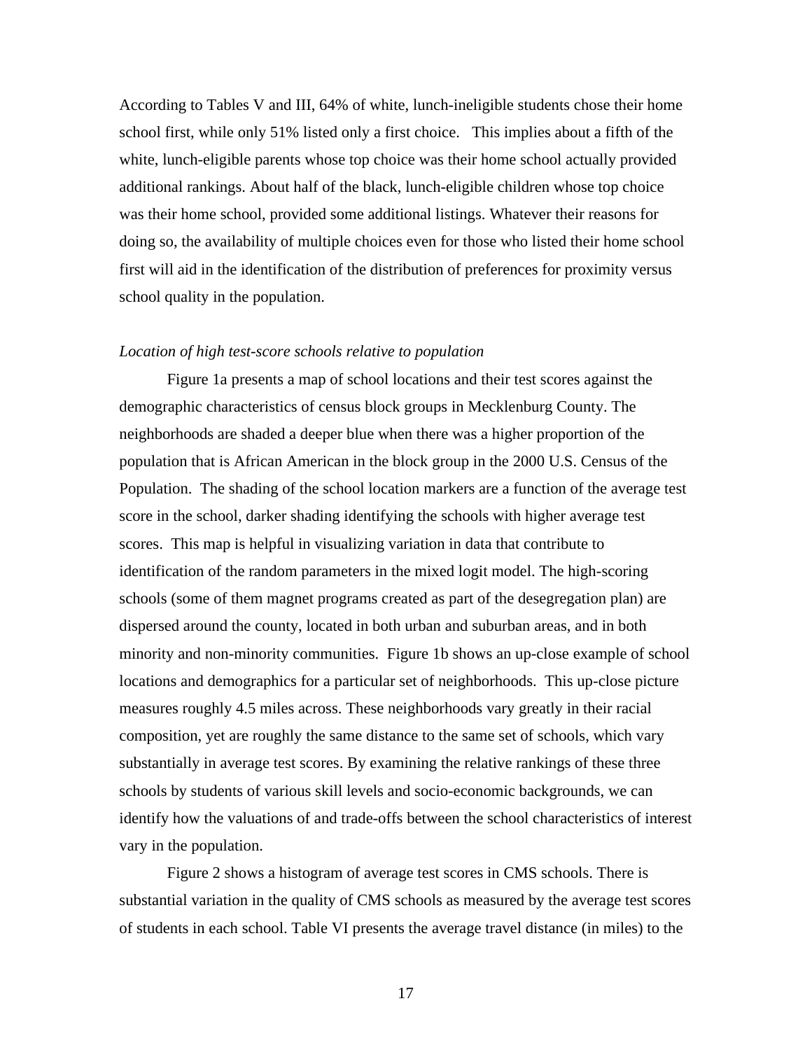According to Tables V and III, 64% of white, lunch-ineligible students chose their home school first, while only 51% listed only a first choice. This implies about a fifth of the white, lunch-eligible parents whose top choice was their home school actually provided additional rankings. About half of the black, lunch-eligible children whose top choice was their home school, provided some additional listings. Whatever their reasons for doing so, the availability of multiple choices even for those who listed their home school first will aid in the identification of the distribution of preferences for proximity versus school quality in the population.

*Location of high test-score schools relative to population*

Figure 1a presents a map of school locations and their test scores against the demographic characteristics of census block groups in Mecklenburg County. The neighborhoods are shaded a deeper blue when there was a higher proportion of the population that is African American in the block group in the 2000 U.S. Census of the Population. The shading of the school location markers are a function of the average test score in the school, darker shading identifying the schools with higher average test scores. This map is helpful in visualizing variation in data that contribute to identification of the random parameters in the mixed logit model. The high-scoring schools (some of them magnet programs created as part of the desegregation plan) are dispersed around the county, located in both urban and suburban areas, and in both minority and non-minority communities. Figure 1b shows an up-close example of school locations and demographics for a particular set of neighborhoods. This up-close picture measures roughly 4.5 miles across. These neighborhoods vary greatly in their racial composition, yet are roughly the same distance to the same set of schools, which vary substantially in average test scores. By examining the relative rankings of these three schools by students of various skill levels and socio-economic backgrounds, we can identify how the valuations of and trade-offs between the school characteristics of interest vary in the population.

Figure 2 shows a histogram of average test scores in CMS schools. There is substantial variation in the quality of CMS schools as measured by the average test scores of students in each school. Table VI presents the average travel distance (in miles) to the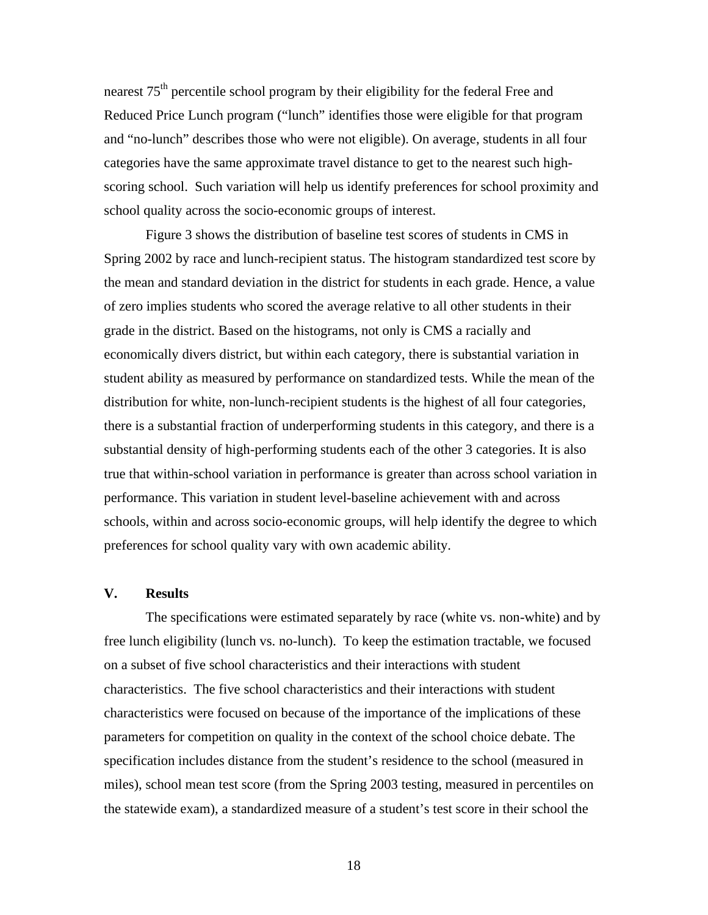nearest 75$^{th}$ percentile school program by their eligibility for the federal Free and Reduced Price Lunch program ("lunch" identifies those were eligible for that program and "no-lunch" describes those who were not eligible). On average, students in all four categories have the same approximate travel distance to get to the nearest such high-scoring school. Such variation will help us identify preferences for school proximity and school quality across the socio-economic groups of interest.

Figure 3 shows the distribution of baseline test scores of students in CMS in Spring 2002 by race and lunch-recipient status. The histogram standardized test score by the mean and standard deviation in the district for students in each grade. Hence, a value of zero implies students who scored the average relative to all other students in their grade in the district. Based on the histograms, not only is CMS a racially and economically divers district, but within each category, there is substantial variation in student ability as measured by performance on standardized tests. While the mean of the distribution for white, non-lunch-recipient students is the highest of all four categories, there is a substantial fraction of underperforming students in this category, and there is a substantial density of high-performing students each of the other 3 categories. It is also true that within-school variation in performance is greater than across school variation in performance. This variation in student level-baseline achievement with and across schools, within and across socio-economic groups, will help identify the degree to which preferences for school quality vary with own academic ability.

## V. Results

The specifications were estimated separately by race (white vs. non-white) and by free lunch eligibility (lunch vs. no-lunch). To keep the estimation tractable, we focused on a subset of five school characteristics and their interactions with student characteristics. The five school characteristics and their interactions with student characteristics were focused on because of the importance of the implications of these parameters for competition on quality in the context of the school choice debate. The specification includes distance from the student's residence to the school (measured in miles), school mean test score (from the Spring 2003 testing, measured in percentiles on the statewide exam), a standardized measure of a student's test score in their school the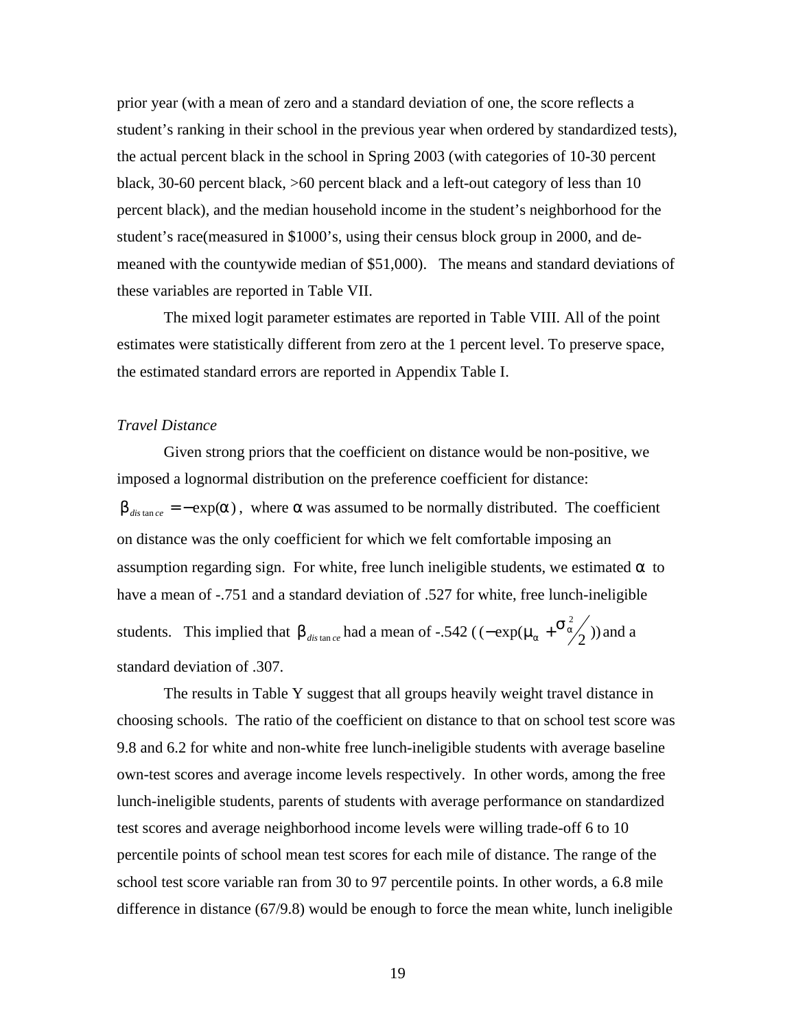prior year (with a mean of zero and a standard deviation of one, the score reflects a student's ranking in their school in the previous year when ordered by standardized tests), the actual percent black in the school in Spring 2003 (with categories of 10-30 percent black, 30-60 percent black, >60 percent black and a left-out category of less than 10 percent black), and the median household income in the student's neighborhood for the student's race(measured in \$1000's, using their census block group in 2000, and de-meaned with the countywide median of \$51,000). The means and standard deviations of these variables are reported in Table VII.

The mixed logit parameter estimates are reported in Table VIII. All of the point estimates were statistically different from zero at the 1 percent level. To preserve space, the estimated standard errors are reported in Appendix Table I.

*Travel Distance*

Given strong priors that the coefficient on distance would be non-positive, we imposed a lognormal distribution on the preference coefficient for distance: $\beta_{distance} = -\exp(\alpha)$, where $\alpha$ was assumed to be normally distributed. The coefficient on distance was the only coefficient for which we felt comfortable imposing an assumption regarding sign. For white, free lunch ineligible students, we estimated $\alpha$ to have a mean of -.751 and a standard deviation of .527 for white, free lunch-ineligible students. This implied that $\beta_{distance}$ had a mean of -.542 ($(-\exp(\mu_\alpha + \sigma_\alpha^2/2))$ and a standard deviation of .307.

The results in Table Y suggest that all groups heavily weight travel distance in choosing schools. The ratio of the coefficient on distance to that on school test score was 9.8 and 6.2 for white and non-white free lunch-ineligible students with average baseline own-test scores and average income levels respectively. In other words, among the free lunch-ineligible students, parents of students with average performance on standardized test scores and average neighborhood income levels were willing trade-off 6 to 10 percentile points of school mean test scores for each mile of distance. The range of the school test score variable ran from 30 to 97 percentile points. In other words, a 6.8 mile difference in distance (67/9.8) would be enough to force the mean white, lunch ineligible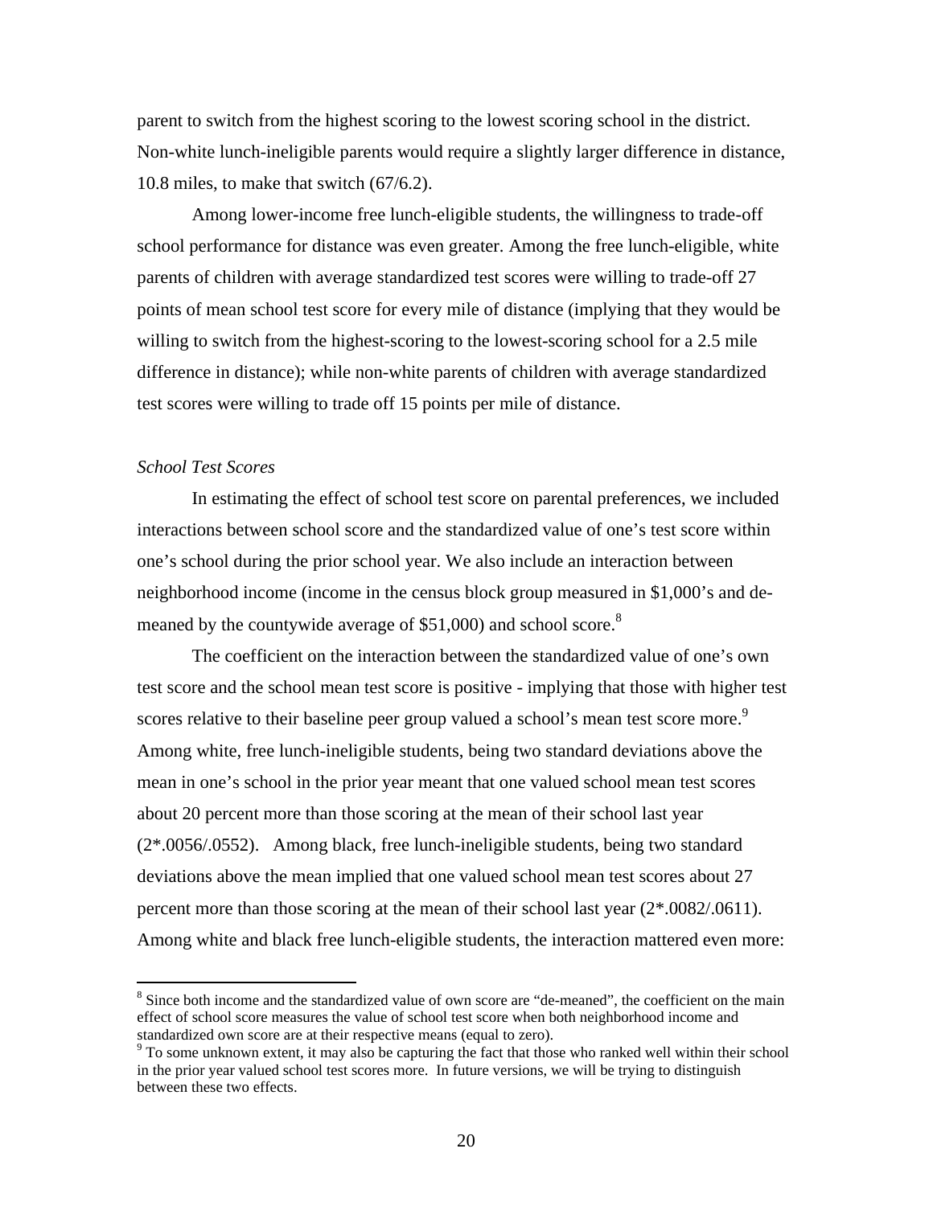parent to switch from the highest scoring to the lowest scoring school in the district. Non-white lunch-ineligible parents would require a slightly larger difference in distance, 10.8 miles, to make that switch (67/6.2).

Among lower-income free lunch-eligible students, the willingness to trade-off school performance for distance was even greater. Among the free lunch-eligible, white parents of children with average standardized test scores were willing to trade-off 27 points of mean school test score for every mile of distance (implying that they would be willing to switch from the highest-scoring to the lowest-scoring school for a 2.5 mile difference in distance); while non-white parents of children with average standardized test scores were willing to trade off 15 points per mile of distance.

*School Test Scores*

In estimating the effect of school test score on parental preferences, we included interactions between school score and the standardized value of one's test score within one's school during the prior school year. We also include an interaction between neighborhood income (income in the census block group measured in $1,000's and de-meaned by the countywide average of $51,000) and school score.[8]

The coefficient on the interaction between the standardized value of one's own test score and the school mean test score is positive - implying that those with higher test scores relative to their baseline peer group valued a school's mean test score more.[9] Among white, free lunch-ineligible students, being two standard deviations above the mean in one's school in the prior year meant that one valued school mean test scores about 20 percent more than those scoring at the mean of their school last year (2*.0056/.0552). Among black, free lunch-ineligible students, being two standard deviations above the mean implied that one valued school mean test scores about 27 percent more than those scoring at the mean of their school last year (2*.0082/.0611). Among white and black free lunch-eligible students, the interaction mattered even more:

[8] Since both income and the standardized value of own score are "de-meaned", the coefficient on the main effect of school score measures the value of school test score when both neighborhood income and standardized own score are at their respective means (equal to zero).

[9] To some unknown extent, it may also be capturing the fact that those who ranked well within their school in the prior year valued school test scores more. In future versions, we will be trying to distinguish between these two effects.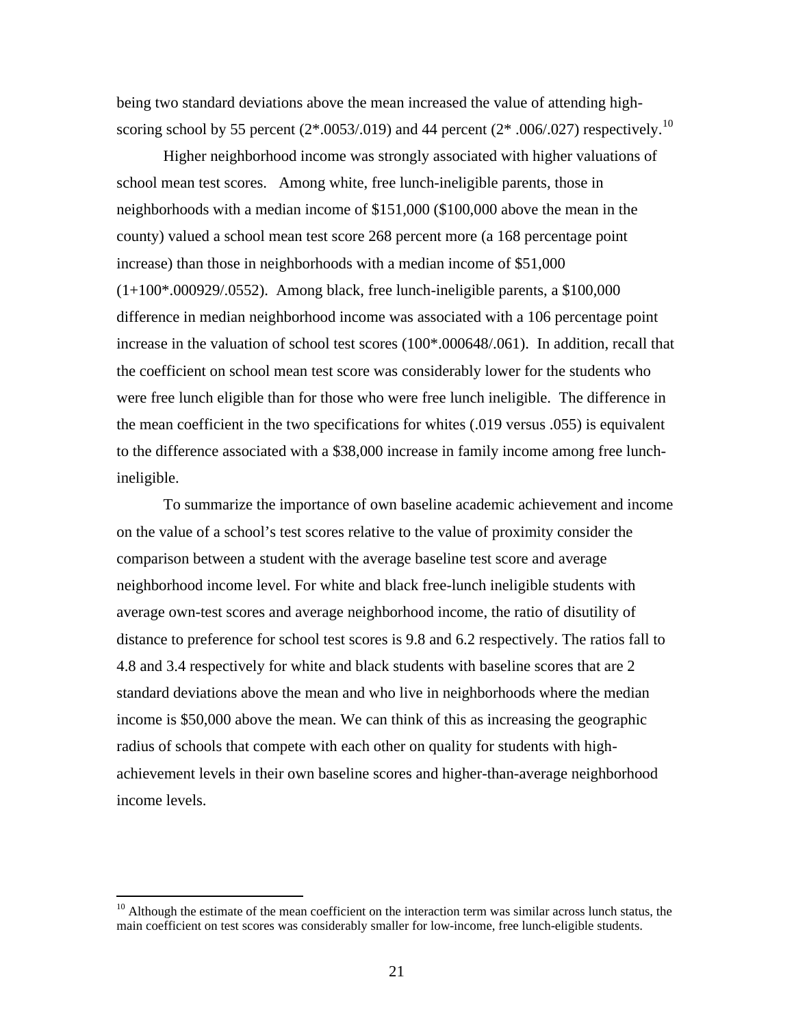being two standard deviations above the mean increased the value of attending high-scoring school by 55 percent (2*.0053/.019) and 44 percent (2* .006/.027) respectively.[10]

Higher neighborhood income was strongly associated with higher valuations of school mean test scores. Among white, free lunch-ineligible parents, those in neighborhoods with a median income of $151,000 ($100,000 above the mean in the county) valued a school mean test score 268 percent more (a 168 percentage point increase) than those in neighborhoods with a median income of $51,000 (1+100*.000929/.0552). Among black, free lunch-ineligible parents, a $100,000 difference in median neighborhood income was associated with a 106 percentage point increase in the valuation of school test scores (100*.000648/.061). In addition, recall that the coefficient on school mean test score was considerably lower for the students who were free lunch eligible than for those who were free lunch ineligible. The difference in the mean coefficient in the two specifications for whites (.019 versus .055) is equivalent to the difference associated with a $38,000 increase in family income among free lunch-ineligible.

To summarize the importance of own baseline academic achievement and income on the value of a school's test scores relative to the value of proximity consider the comparison between a student with the average baseline test score and average neighborhood income level. For white and black free-lunch ineligible students with average own-test scores and average neighborhood income, the ratio of disutility of distance to preference for school test scores is 9.8 and 6.2 respectively. The ratios fall to 4.8 and 3.4 respectively for white and black students with baseline scores that are 2 standard deviations above the mean and who live in neighborhoods where the median income is $50,000 above the mean. We can think of this as increasing the geographic radius of schools that compete with each other on quality for students with high-achievement levels in their own baseline scores and higher-than-average neighborhood income levels.

[10] Although the estimate of the mean coefficient on the interaction term was similar across lunch status, the main coefficient on test scores was considerably smaller for low-income, free lunch-eligible students.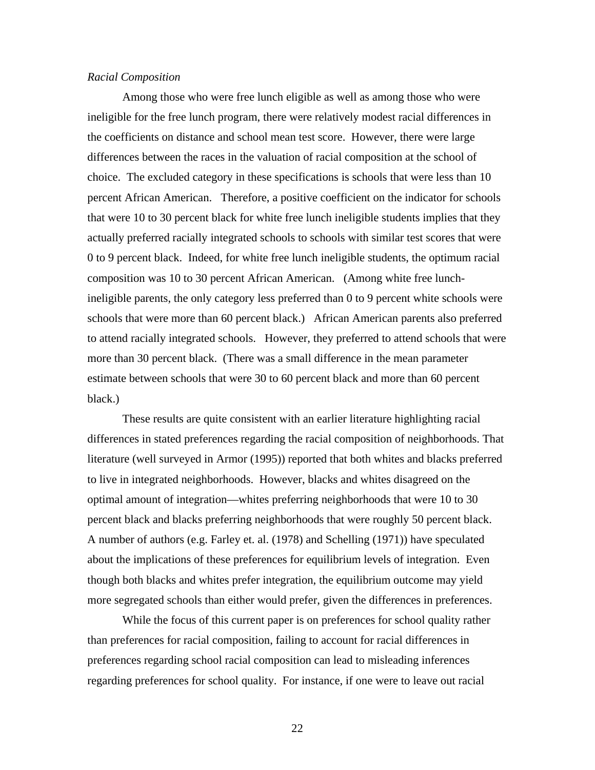*Racial Composition*

Among those who were free lunch eligible as well as among those who were ineligible for the free lunch program, there were relatively modest racial differences in the coefficients on distance and school mean test score. However, there were large differences between the races in the valuation of racial composition at the school of choice. The excluded category in these specifications is schools that were less than 10 percent African American. Therefore, a positive coefficient on the indicator for schools that were 10 to 30 percent black for white free lunch ineligible students implies that they actually preferred racially integrated schools to schools with similar test scores that were 0 to 9 percent black. Indeed, for white free lunch ineligible students, the optimum racial composition was 10 to 30 percent African American. (Among white free lunch-ineligible parents, the only category less preferred than 0 to 9 percent white schools were schools that were more than 60 percent black.) African American parents also preferred to attend racially integrated schools. However, they preferred to attend schools that were more than 30 percent black. (There was a small difference in the mean parameter estimate between schools that were 30 to 60 percent black and more than 60 percent black.)

These results are quite consistent with an earlier literature highlighting racial differences in stated preferences regarding the racial composition of neighborhoods. That literature (well surveyed in Armor (1995)) reported that both whites and blacks preferred to live in integrated neighborhoods. However, blacks and whites disagreed on the optimal amount of integration—whites preferring neighborhoods that were 10 to 30 percent black and blacks preferring neighborhoods that were roughly 50 percent black. A number of authors (e.g. Farley et. al. (1978) and Schelling (1971)) have speculated about the implications of these preferences for equilibrium levels of integration. Even though both blacks and whites prefer integration, the equilibrium outcome may yield more segregated schools than either would prefer, given the differences in preferences.

While the focus of this current paper is on preferences for school quality rather than preferences for racial composition, failing to account for racial differences in preferences regarding school racial composition can lead to misleading inferences regarding preferences for school quality. For instance, if one were to leave out racial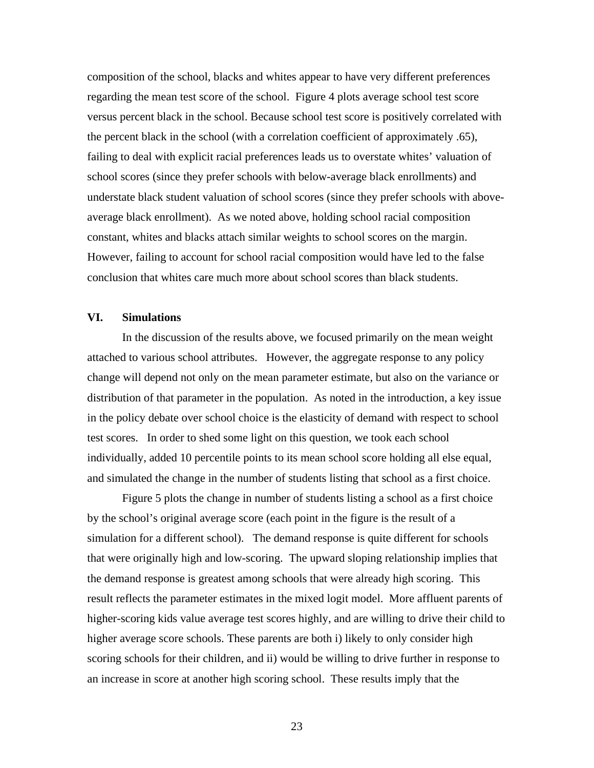composition of the school, blacks and whites appear to have very different preferences regarding the mean test score of the school. Figure 4 plots average school test score versus percent black in the school. Because school test score is positively correlated with the percent black in the school (with a correlation coefficient of approximately .65), failing to deal with explicit racial preferences leads us to overstate whites' valuation of school scores (since they prefer schools with below-average black enrollments) and understate black student valuation of school scores (since they prefer schools with above-average black enrollment). As we noted above, holding school racial composition constant, whites and blacks attach similar weights to school scores on the margin. However, failing to account for school racial composition would have led to the false conclusion that whites care much more about school scores than black students.

## VI. Simulations

In the discussion of the results above, we focused primarily on the mean weight attached to various school attributes. However, the aggregate response to any policy change will depend not only on the mean parameter estimate, but also on the variance or distribution of that parameter in the population. As noted in the introduction, a key issue in the policy debate over school choice is the elasticity of demand with respect to school test scores. In order to shed some light on this question, we took each school individually, added 10 percentile points to its mean school score holding all else equal, and simulated the change in the number of students listing that school as a first choice.

Figure 5 plots the change in number of students listing a school as a first choice by the school's original average score (each point in the figure is the result of a simulation for a different school). The demand response is quite different for schools that were originally high and low-scoring. The upward sloping relationship implies that the demand response is greatest among schools that were already high scoring. This result reflects the parameter estimates in the mixed logit model. More affluent parents of higher-scoring kids value average test scores highly, and are willing to drive their child to higher average score schools. These parents are both i) likely to only consider high scoring schools for their children, and ii) would be willing to drive further in response to an increase in score at another high scoring school. These results imply that the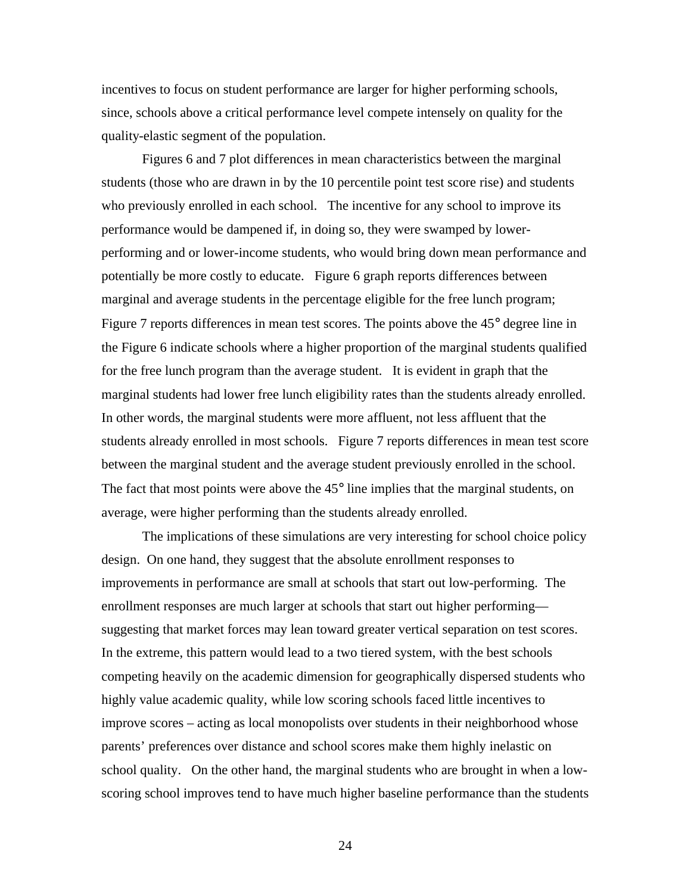incentives to focus on student performance are larger for higher performing schools, since, schools above a critical performance level compete intensely on quality for the quality-elastic segment of the population.

Figures 6 and 7 plot differences in mean characteristics between the marginal students (those who are drawn in by the 10 percentile point test score rise) and students who previously enrolled in each school. The incentive for any school to improve its performance would be dampened if, in doing so, they were swamped by lower-performing and or lower-income students, who would bring down mean performance and potentially be more costly to educate. Figure 6 graph reports differences between marginal and average students in the percentage eligible for the free lunch program; Figure 7 reports differences in mean test scores. The points above the 45° degree line in the Figure 6 indicate schools where a higher proportion of the marginal students qualified for the free lunch program than the average student. It is evident in graph that the marginal students had lower free lunch eligibility rates than the students already enrolled. In other words, the marginal students were more affluent, not less affluent that the students already enrolled in most schools. Figure 7 reports differences in mean test score between the marginal student and the average student previously enrolled in the school. The fact that most points were above the 45° line implies that the marginal students, on average, were higher performing than the students already enrolled.

The implications of these simulations are very interesting for school choice policy design. On one hand, they suggest that the absolute enrollment responses to improvements in performance are small at schools that start out low-performing. The enrollment responses are much larger at schools that start out higher performing—suggesting that market forces may lean toward greater vertical separation on test scores. In the extreme, this pattern would lead to a two tiered system, with the best schools competing heavily on the academic dimension for geographically dispersed students who highly value academic quality, while low scoring schools faced little incentives to improve scores – acting as local monopolists over students in their neighborhood whose parents' preferences over distance and school scores make them highly inelastic on school quality. On the other hand, the marginal students who are brought in when a low-scoring school improves tend to have much higher baseline performance than the students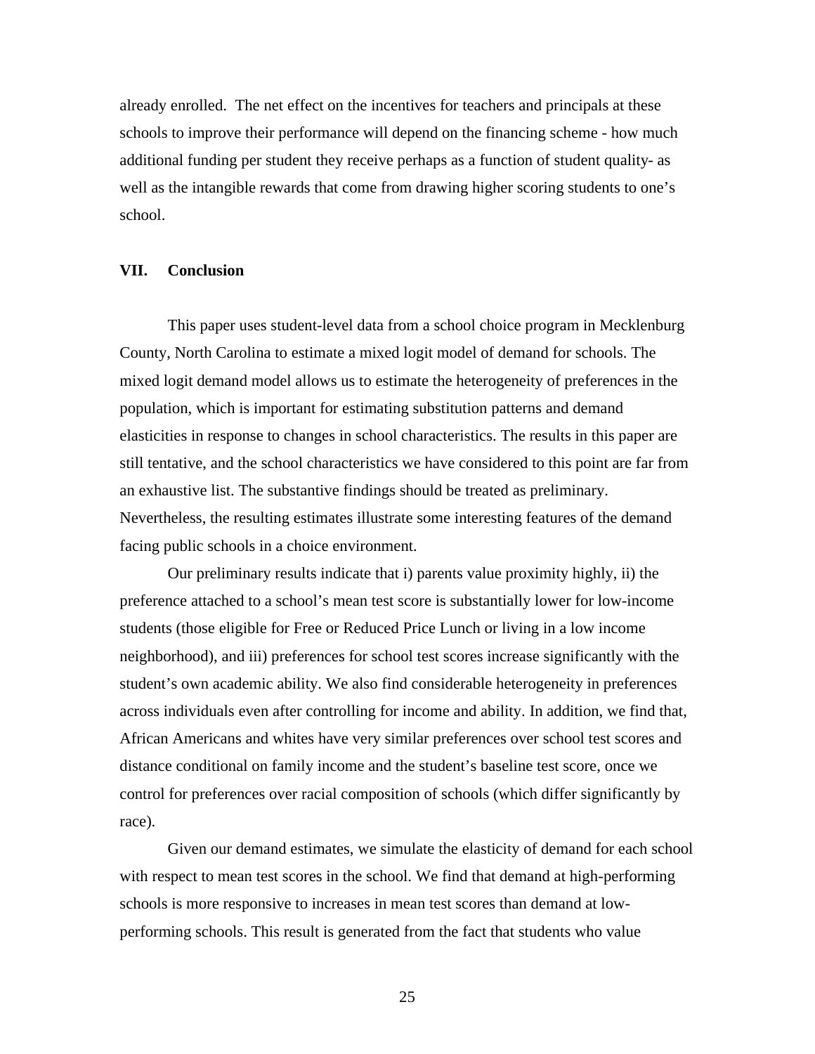already enrolled. The net effect on the incentives for teachers and principals at these schools to improve their performance will depend on the financing scheme - how much additional funding per student they receive perhaps as a function of student quality- as well as the intangible rewards that come from drawing higher scoring students to one's school.

## VII. Conclusion

This paper uses student-level data from a school choice program in Mecklenburg County, North Carolina to estimate a mixed logit model of demand for schools. The mixed logit demand model allows us to estimate the heterogeneity of preferences in the population, which is important for estimating substitution patterns and demand elasticities in response to changes in school characteristics. The results in this paper are still tentative, and the school characteristics we have considered to this point are far from an exhaustive list. The substantive findings should be treated as preliminary. Nevertheless, the resulting estimates illustrate some interesting features of the demand facing public schools in a choice environment.

Our preliminary results indicate that i) parents value proximity highly, ii) the preference attached to a school's mean test score is substantially lower for low-income students (those eligible for Free or Reduced Price Lunch or living in a low income neighborhood), and iii) preferences for school test scores increase significantly with the student's own academic ability. We also find considerable heterogeneity in preferences across individuals even after controlling for income and ability. In addition, we find that, African Americans and whites have very similar preferences over school test scores and distance conditional on family income and the student's baseline test score, once we control for preferences over racial composition of schools (which differ significantly by race).

Given our demand estimates, we simulate the elasticity of demand for each school with respect to mean test scores in the school. We find that demand at high-performing schools is more responsive to increases in mean test scores than demand at low-performing schools. This result is generated from the fact that students who value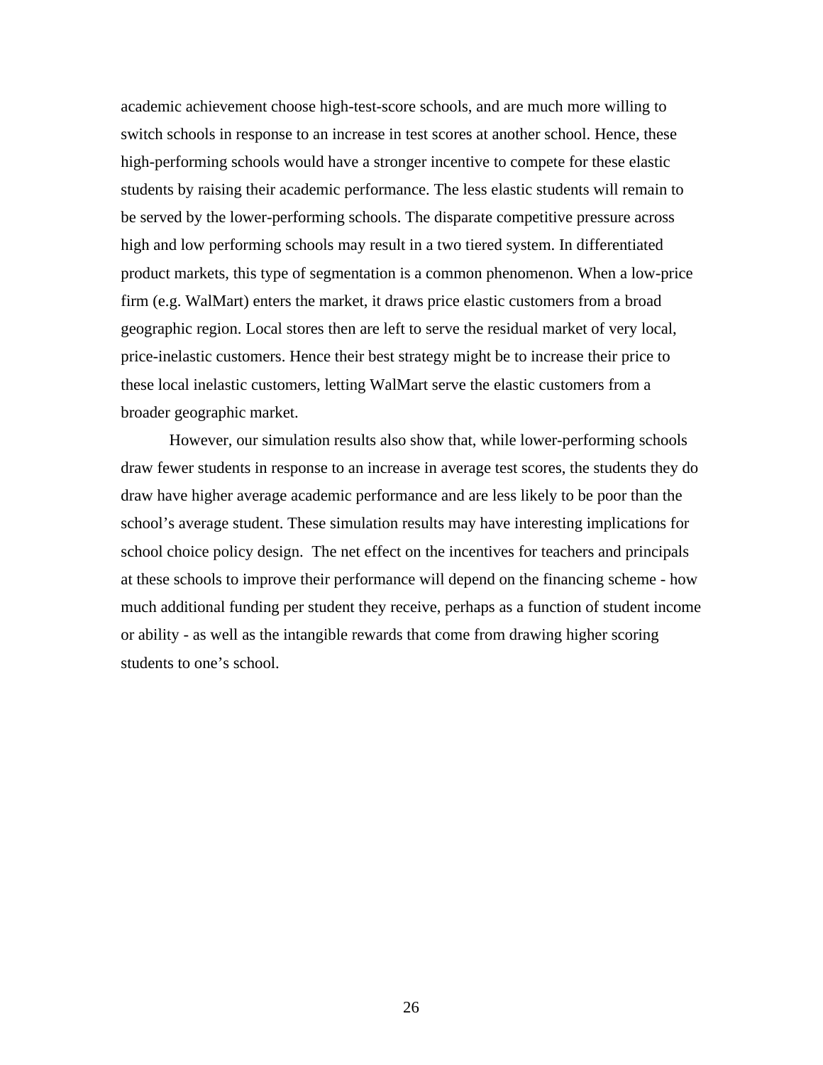academic achievement choose high-test-score schools, and are much more willing to switch schools in response to an increase in test scores at another school. Hence, these high-performing schools would have a stronger incentive to compete for these elastic students by raising their academic performance. The less elastic students will remain to be served by the lower-performing schools. The disparate competitive pressure across high and low performing schools may result in a two tiered system. In differentiated product markets, this type of segmentation is a common phenomenon. When a low-price firm (e.g. WalMart) enters the market, it draws price elastic customers from a broad geographic region. Local stores then are left to serve the residual market of very local, price-inelastic customers. Hence their best strategy might be to increase their price to these local inelastic customers, letting WalMart serve the elastic customers from a broader geographic market.

However, our simulation results also show that, while lower-performing schools draw fewer students in response to an increase in average test scores, the students they do draw have higher average academic performance and are less likely to be poor than the school's average student. These simulation results may have interesting implications for school choice policy design. The net effect on the incentives for teachers and principals at these schools to improve their performance will depend on the financing scheme - how much additional funding per student they receive, perhaps as a function of student income or ability - as well as the intangible rewards that come from drawing higher scoring students to one's school.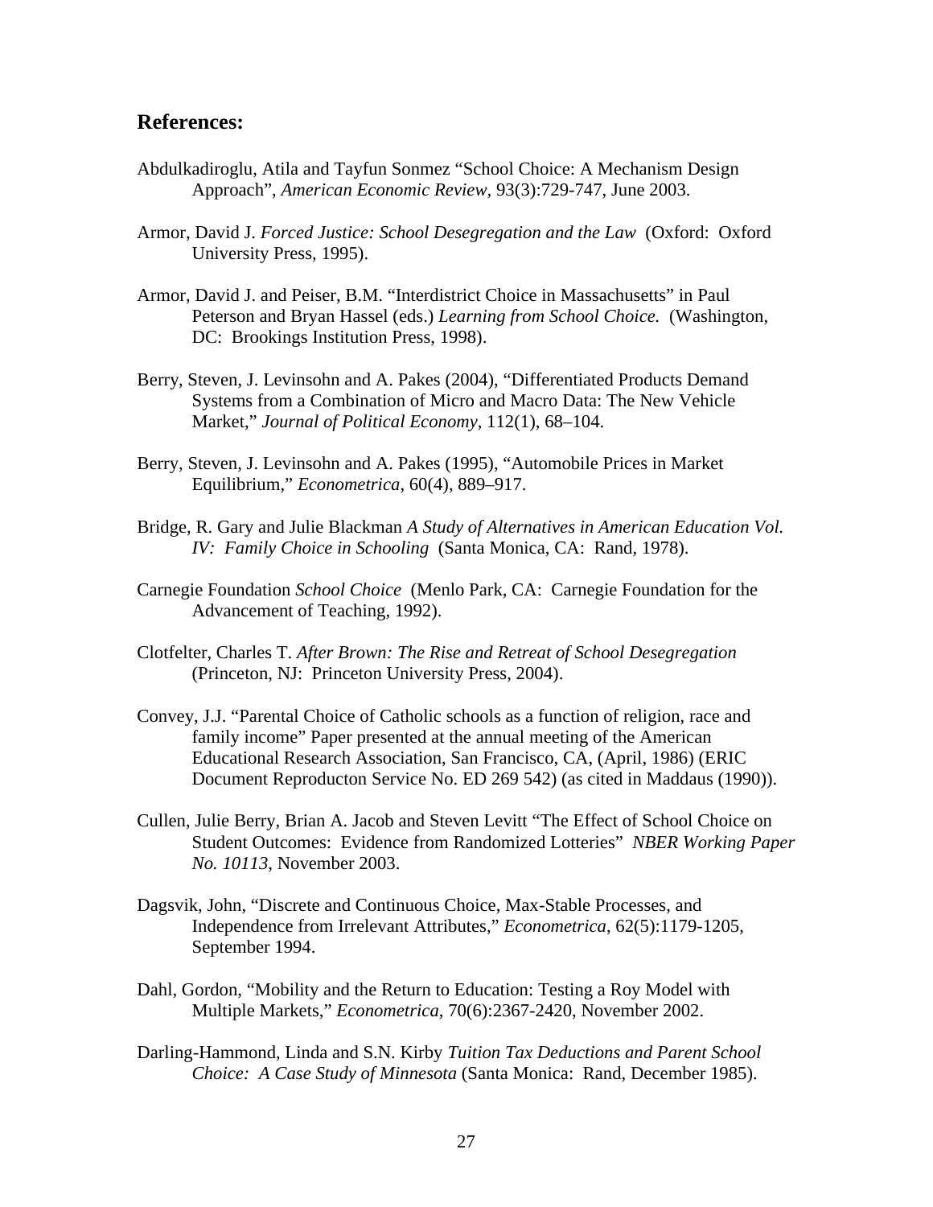## References:

Abdulkadiroglu, Atila and Tayfun Sonmez "School Choice: A Mechanism Design Approach", *American Economic Review,* 93(3):729-747, June 2003.

Armor, David J. *Forced Justice: School Desegregation and the Law* (Oxford: Oxford University Press, 1995).

Armor, David J. and Peiser, B.M. "Interdistrict Choice in Massachusetts" in Paul Peterson and Bryan Hassel (eds.) *Learning from School Choice.* (Washington, DC: Brookings Institution Press, 1998).

Berry, Steven, J. Levinsohn and A. Pakes (2004), "Differentiated Products Demand Systems from a Combination of Micro and Macro Data: The New Vehicle Market," *Journal of Political Economy*, 112(1), 68–104.

Berry, Steven, J. Levinsohn and A. Pakes (1995), "Automobile Prices in Market Equilibrium," *Econometrica*, 60(4), 889–917.

Bridge, R. Gary and Julie Blackman *A Study of Alternatives in American Education Vol. IV: Family Choice in Schooling* (Santa Monica, CA: Rand, 1978).

Carnegie Foundation *School Choice* (Menlo Park, CA: Carnegie Foundation for the Advancement of Teaching, 1992).

Clotfelter, Charles T. *After Brown: The Rise and Retreat of School Desegregation* (Princeton, NJ: Princeton University Press, 2004).

Convey, J.J. "Parental Choice of Catholic schools as a function of religion, race and family income" Paper presented at the annual meeting of the American Educational Research Association, San Francisco, CA, (April, 1986) (ERIC Document Reproducton Service No. ED 269 542) (as cited in Maddaus (1990)).

Cullen, Julie Berry, Brian A. Jacob and Steven Levitt "The Effect of School Choice on Student Outcomes: Evidence from Randomized Lotteries" *NBER Working Paper No. 10113*, November 2003.

Dagsvik, John, "Discrete and Continuous Choice, Max-Stable Processes, and Independence from Irrelevant Attributes," *Econometrica*, 62(5):1179-1205, September 1994.

Dahl, Gordon, "Mobility and the Return to Education: Testing a Roy Model with Multiple Markets," *Econometrica*, 70(6):2367-2420, November 2002.

Darling-Hammond, Linda and S.N. Kirby *Tuition Tax Deductions and Parent School Choice: A Case Study of Minnesota* (Santa Monica: Rand, December 1985).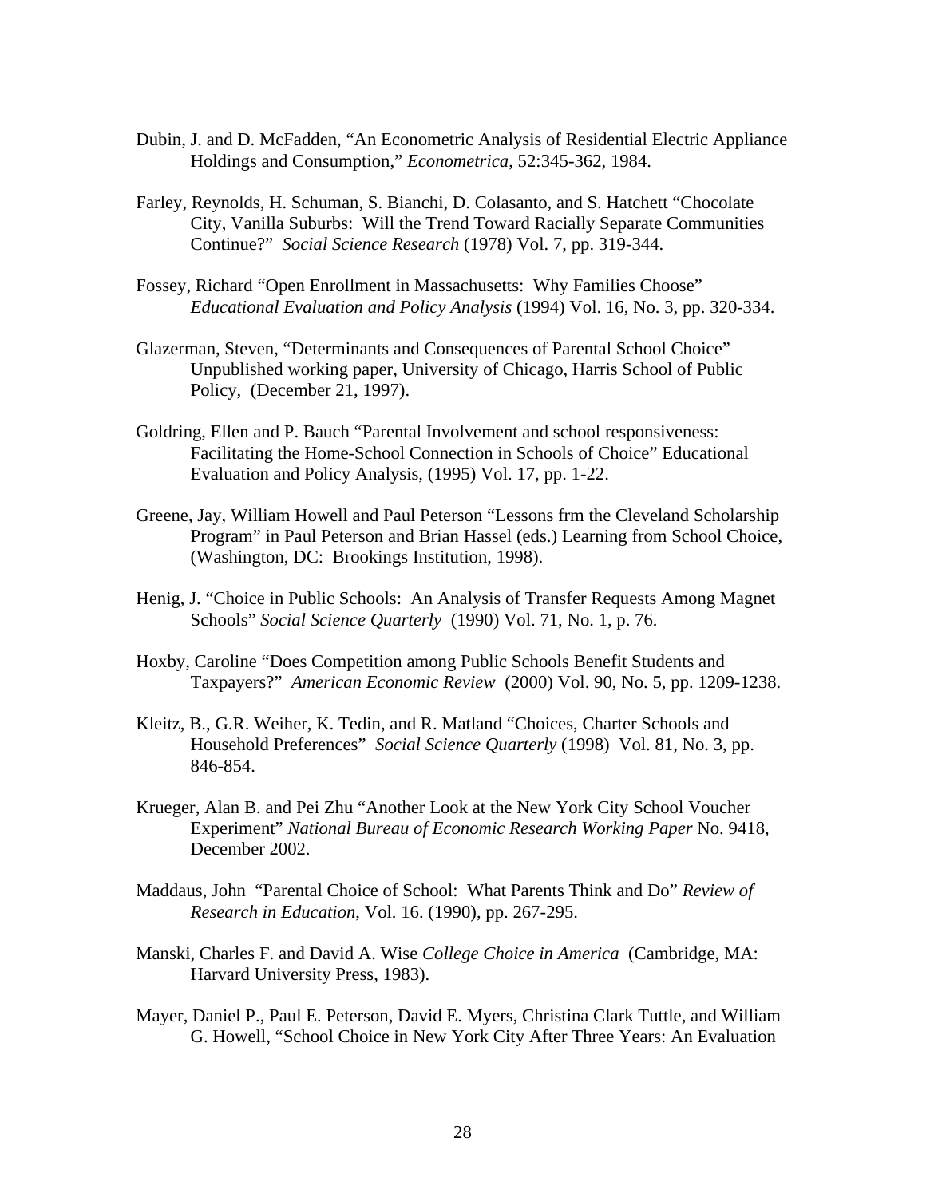Dubin, J. and D. McFadden, "An Econometric Analysis of Residential Electric Appliance Holdings and Consumption," *Econometrica*, 52:345-362, 1984.

Farley, Reynolds, H. Schuman, S. Bianchi, D. Colasanto, and S. Hatchett "Chocolate City, Vanilla Suburbs: Will the Trend Toward Racially Separate Communities Continue?" *Social Science Research* (1978) Vol. 7, pp. 319-344.

Fossey, Richard "Open Enrollment in Massachusetts: Why Families Choose" *Educational Evaluation and Policy Analysis* (1994) Vol. 16, No. 3, pp. 320-334.

Glazerman, Steven, "Determinants and Consequences of Parental School Choice" Unpublished working paper, University of Chicago, Harris School of Public Policy, (December 21, 1997).

Goldring, Ellen and P. Bauch "Parental Involvement and school responsiveness: Facilitating the Home-School Connection in Schools of Choice" Educational Evaluation and Policy Analysis, (1995) Vol. 17, pp. 1-22.

Greene, Jay, William Howell and Paul Peterson "Lessons frm the Cleveland Scholarship Program" in Paul Peterson and Brian Hassel (eds.) Learning from School Choice, (Washington, DC: Brookings Institution, 1998).

Henig, J. "Choice in Public Schools: An Analysis of Transfer Requests Among Magnet Schools" *Social Science Quarterly* (1990) Vol. 71, No. 1, p. 76.

Hoxby, Caroline "Does Competition among Public Schools Benefit Students and Taxpayers?" *American Economic Review* (2000) Vol. 90, No. 5, pp. 1209-1238.

Kleitz, B., G.R. Weiher, K. Tedin, and R. Matland "Choices, Charter Schools and Household Preferences" *Social Science Quarterly* (1998) Vol. 81, No. 3, pp. 846-854.

Krueger, Alan B. and Pei Zhu "Another Look at the New York City School Voucher Experiment" *National Bureau of Economic Research Working Paper* No. 9418, December 2002.

Maddaus, John "Parental Choice of School: What Parents Think and Do" *Review of Research in Education*, Vol. 16. (1990), pp. 267-295.

Manski, Charles F. and David A. Wise *College Choice in America* (Cambridge, MA: Harvard University Press, 1983).

Mayer, Daniel P., Paul E. Peterson, David E. Myers, Christina Clark Tuttle, and William G. Howell, "School Choice in New York City After Three Years: An Evaluation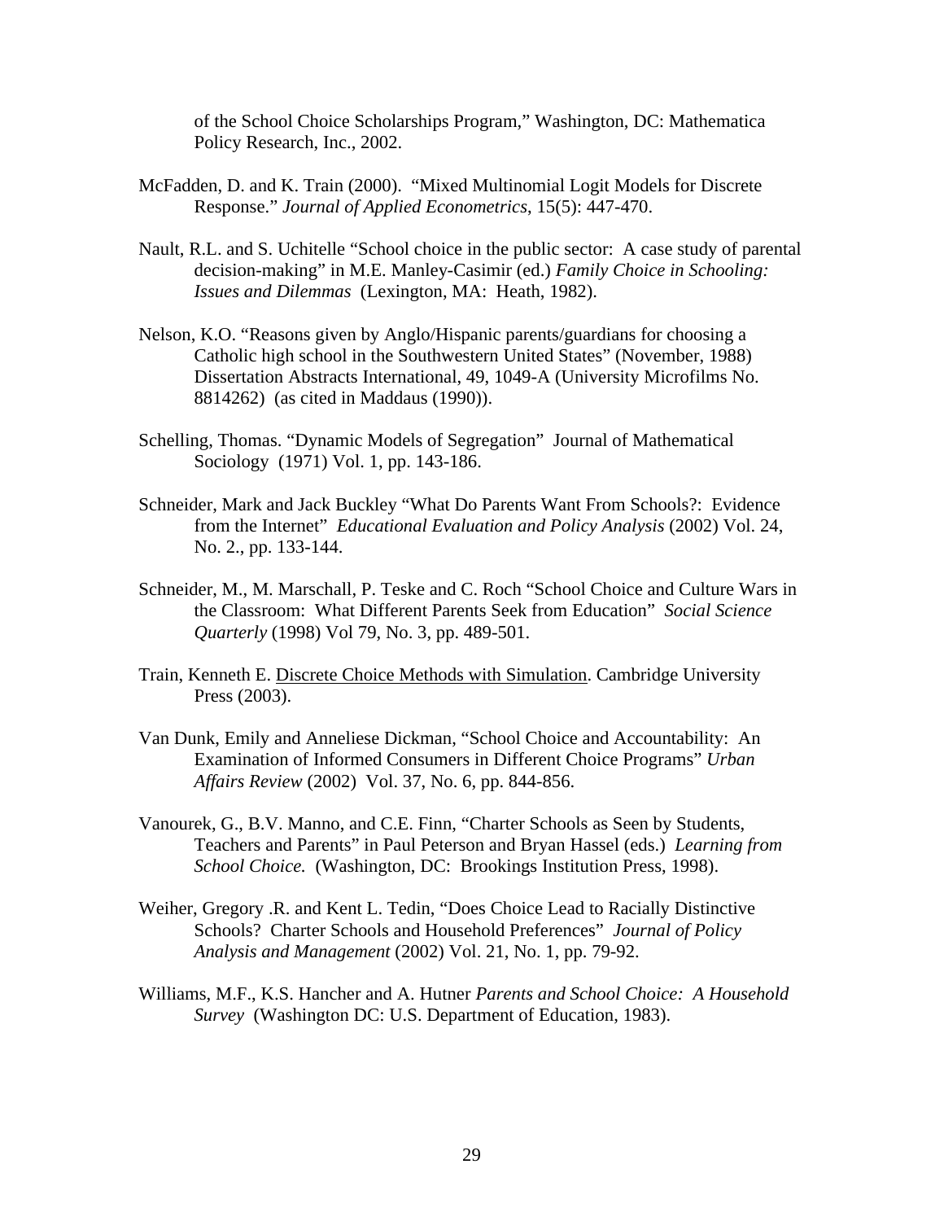of the School Choice Scholarships Program," Washington, DC: Mathematica Policy Research, Inc., 2002.

McFadden, D. and K. Train (2000). "Mixed Multinomial Logit Models for Discrete Response." *Journal of Applied Econometrics*, 15(5): 447-470.

Nault, R.L. and S. Uchitelle "School choice in the public sector: A case study of parental decision-making" in M.E. Manley-Casimir (ed.) *Family Choice in Schooling: Issues and Dilemmas* (Lexington, MA: Heath, 1982).

Nelson, K.O. "Reasons given by Anglo/Hispanic parents/guardians for choosing a Catholic high school in the Southwestern United States" (November, 1988) Dissertation Abstracts International, 49, 1049-A (University Microfilms No. 8814262) (as cited in Maddaus (1990)).

Schelling, Thomas. "Dynamic Models of Segregation" Journal of Mathematical Sociology (1971) Vol. 1, pp. 143-186.

Schneider, Mark and Jack Buckley "What Do Parents Want From Schools?: Evidence from the Internet" *Educational Evaluation and Policy Analysis* (2002) Vol. 24, No. 2., pp. 133-144.

Schneider, M., M. Marschall, P. Teske and C. Roch "School Choice and Culture Wars in the Classroom: What Different Parents Seek from Education" *Social Science Quarterly* (1998) Vol 79, No. 3, pp. 489-501.

Train, Kenneth E. Discrete Choice Methods with Simulation. Cambridge University Press (2003).

Van Dunk, Emily and Anneliese Dickman, "School Choice and Accountability: An Examination of Informed Consumers in Different Choice Programs" *Urban Affairs Review* (2002) Vol. 37, No. 6, pp. 844-856.

Vanourek, G., B.V. Manno, and C.E. Finn, "Charter Schools as Seen by Students, Teachers and Parents" in Paul Peterson and Bryan Hassel (eds.) *Learning from School Choice.* (Washington, DC: Brookings Institution Press, 1998).

Weiher, Gregory .R. and Kent L. Tedin, "Does Choice Lead to Racially Distinctive Schools? Charter Schools and Household Preferences" *Journal of Policy Analysis and Management* (2002) Vol. 21, No. 1, pp. 79-92.

Williams, M.F., K.S. Hancher and A. Hutner *Parents and School Choice: A Household Survey* (Washington DC: U.S. Department of Education, 1983).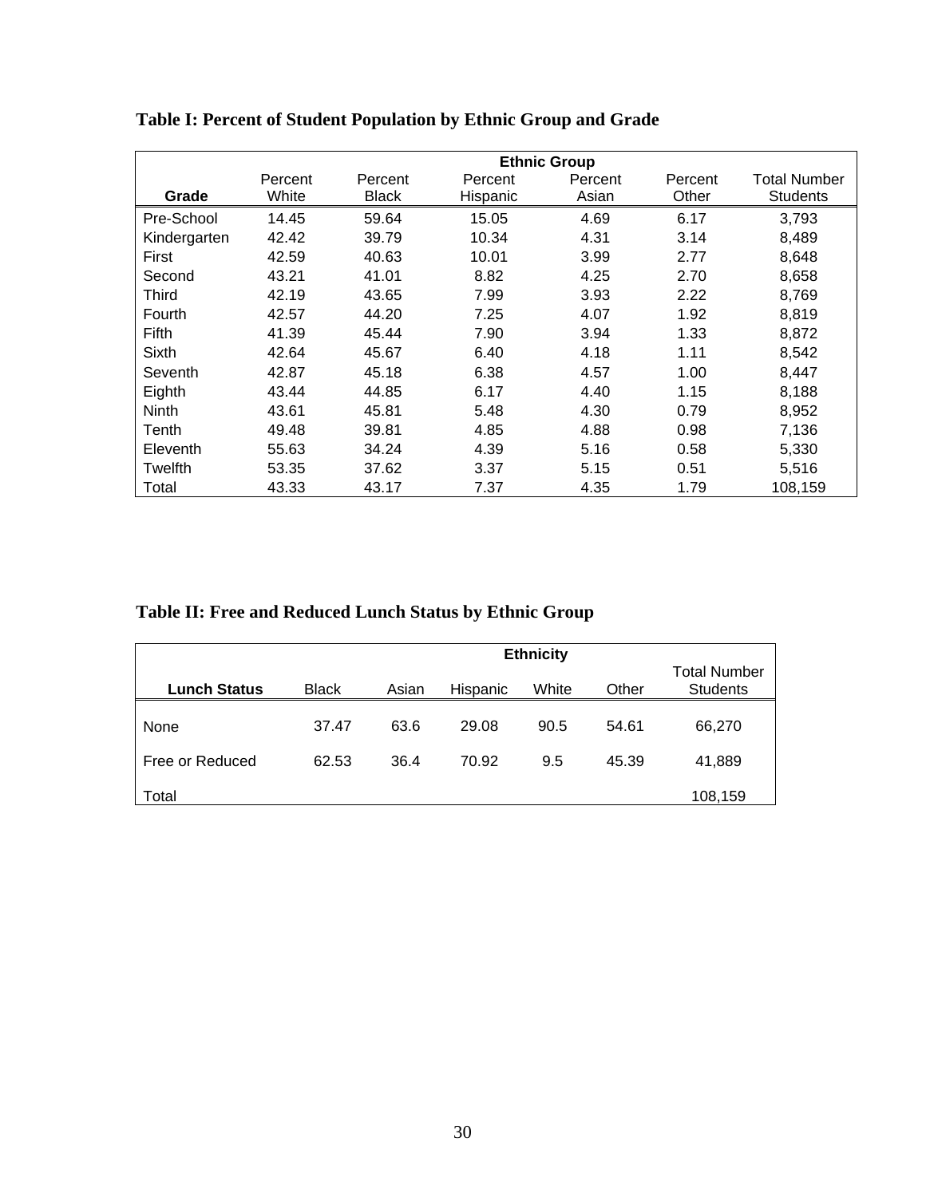**Table I: Percent of Student Population by Ethnic Group and Grade**

| | Ethnic Group | | | | | |
|---|---|---|---|---|---|---|
| **Grade** | Percent White | Percent Black | Percent Hispanic | Percent Asian | Percent Other | Total Number Students |
| Pre-School | 14.45 | 59.64 | 15.05 | 4.69 | 6.17 | 3,793 |
| Kindergarten | 42.42 | 39.79 | 10.34 | 4.31 | 3.14 | 8,489 |
| First | 42.59 | 40.63 | 10.01 | 3.99 | 2.77 | 8,648 |
| Second | 43.21 | 41.01 | 8.82 | 4.25 | 2.70 | 8,658 |
| Third | 42.19 | 43.65 | 7.99 | 3.93 | 2.22 | 8,769 |
| Fourth | 42.57 | 44.20 | 7.25 | 4.07 | 1.92 | 8,819 |
| Fifth | 41.39 | 45.44 | 7.90 | 3.94 | 1.33 | 8,872 |
| Sixth | 42.64 | 45.67 | 6.40 | 4.18 | 1.11 | 8,542 |
| Seventh | 42.87 | 45.18 | 6.38 | 4.57 | 1.00 | 8,447 |
| Eighth | 43.44 | 44.85 | 6.17 | 4.40 | 1.15 | 8,188 |
| Ninth | 43.61 | 45.81 | 5.48 | 4.30 | 0.79 | 8,952 |
| Tenth | 49.48 | 39.81 | 4.85 | 4.88 | 0.98 | 7,136 |
| Eleventh | 55.63 | 34.24 | 4.39 | 5.16 | 0.58 | 5,330 |
| Twelfth | 53.35 | 37.62 | 3.37 | 5.15 | 0.51 | 5,516 |
| Total | 43.33 | 43.17 | 7.37 | 4.35 | 1.79 | 108,159 |

**Table II: Free and Reduced Lunch Status by Ethnic Group**

| | Ethnicity | | | | | |
|---|---|---|---|---|---|---|
| **Lunch Status** | Black | Asian | Hispanic | White | Other | Total Number Students |
| None | 37.47 | 63.6 | 29.08 | 90.5 | 54.61 | 66,270 |
| Free or Reduced | 62.53 | 36.4 | 70.92 | 9.5 | 45.39 | 41,889 |
| Total | | | | | | 108,159 |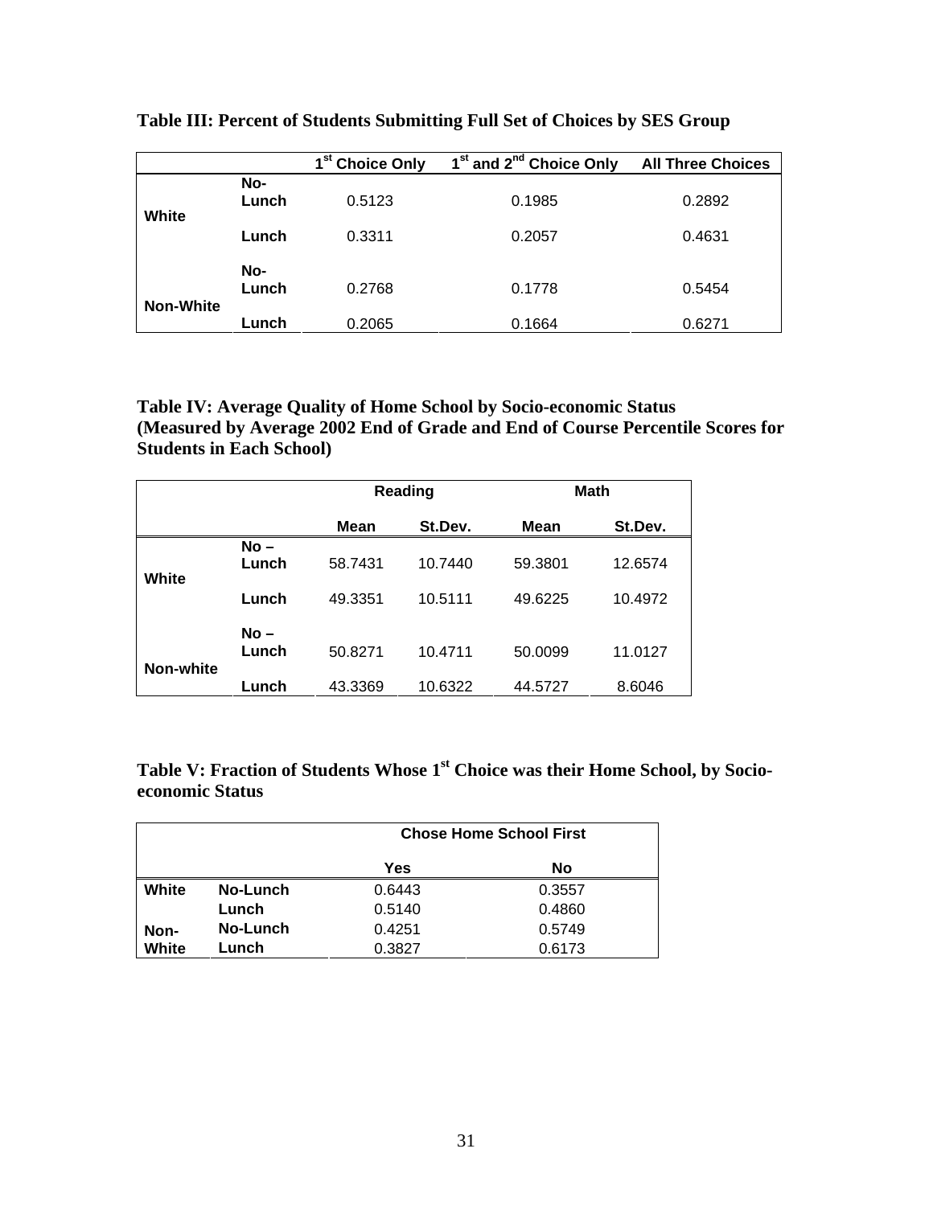**Table III: Percent of Students Submitting Full Set of Choices by SES Group**

| | | 1st Choice Only | 1st and 2nd Choice Only | All Three Choices |
|---|---|---|---|---|
| White | No-Lunch | 0.5123 | 0.1985 | 0.2892 |
| | Lunch | 0.3311 | 0.2057 | 0.4631 |
| Non-White | No-Lunch | 0.2768 | 0.1778 | 0.5454 |
| | Lunch | 0.2065 | 0.1664 | 0.6271 |

**Table IV: Average Quality of Home School by Socio-economic Status (Measured by Average 2002 End of Grade and End of Course Percentile Scores for Students in Each School)**

| | | Reading | | Math | |
|---|---|---|---|---|---|
| | | Mean | St.Dev. | Mean | St.Dev. |
| White | No – Lunch | 58.7431 | 10.7440 | 59.3801 | 12.6574 |
| | Lunch | 49.3351 | 10.5111 | 49.6225 | 10.4972 |
| Non-white | No – Lunch | 50.8271 | 10.4711 | 50.0099 | 11.0127 |
| | Lunch | 43.3369 | 10.6322 | 44.5727 | 8.6046 |

**Table V: Fraction of Students Whose 1st Choice was their Home School, by Socio-economic Status**

| | | Chose Home School First | |
|---|---|---|---|
| | | Yes | No |
| White | No-Lunch | 0.6443 | 0.3557 |
| | Lunch | 0.5140 | 0.4860 |
| Non-White | No-Lunch | 0.4251 | 0.5749 |
| | Lunch | 0.3827 | 0.6173 |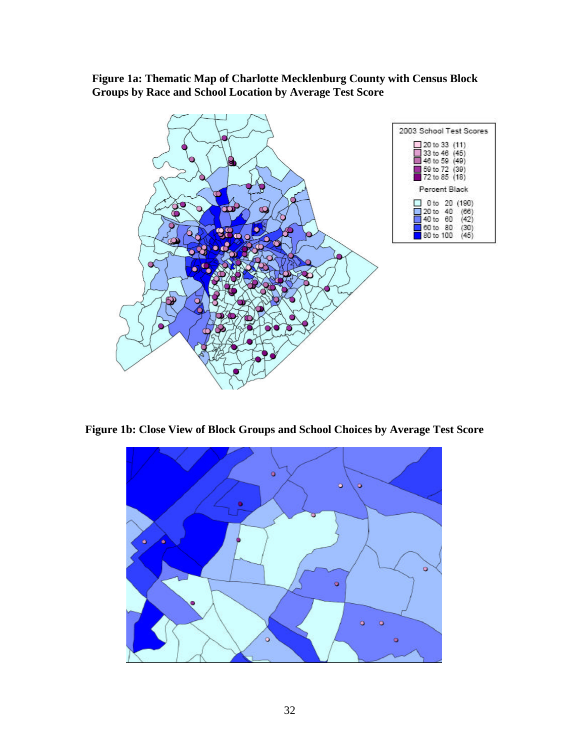**Figure 1a: Thematic Map of Charlotte Mecklenburg County with Census Block Groups by Race and School Location by Average Test Score**

**Figure 1b: Close View of Block Groups and School Choices by Average Test Score**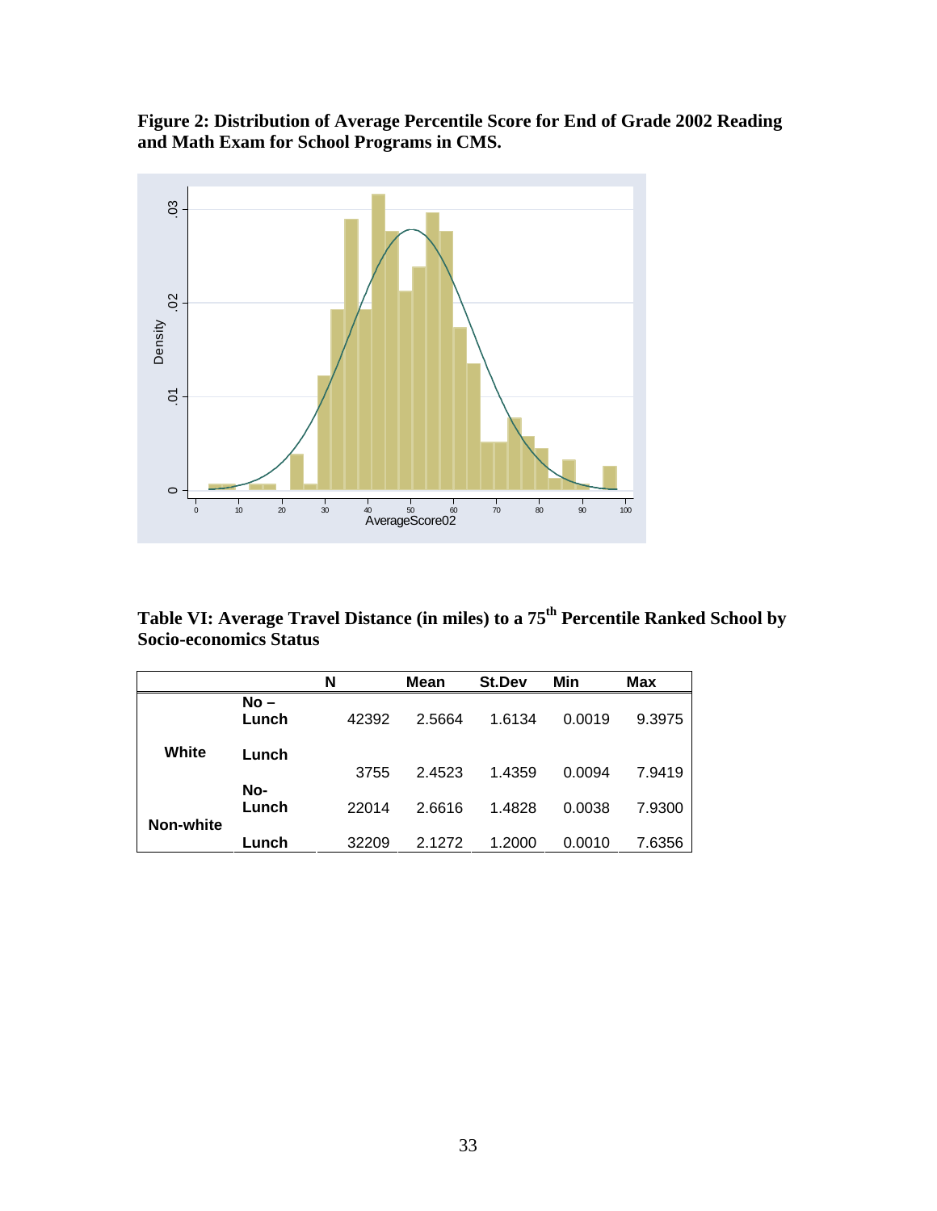**Figure 2: Distribution of Average Percentile Score for End of Grade 2002 Reading and Math Exam for School Programs in CMS.**

**Table VI: Average Travel Distance (in miles) to a 75th Percentile Ranked School by Socio-economics Status**

| | | N | Mean | St.Dev | Min | Max |
|---|---|---|---|---|---|---|
| White | No – Lunch | 42392 | 2.5664 | 1.6134 | 0.0019 | 9.3975 |
| | Lunch | 3755 | 2.4523 | 1.4359 | 0.0094 | 7.9419 |
| Non-white | No-Lunch | 22014 | 2.6616 | 1.4828 | 0.0038 | 7.9300 |
| | Lunch | 32209 | 2.1272 | 1.2000 | 0.0010 | 7.6356 |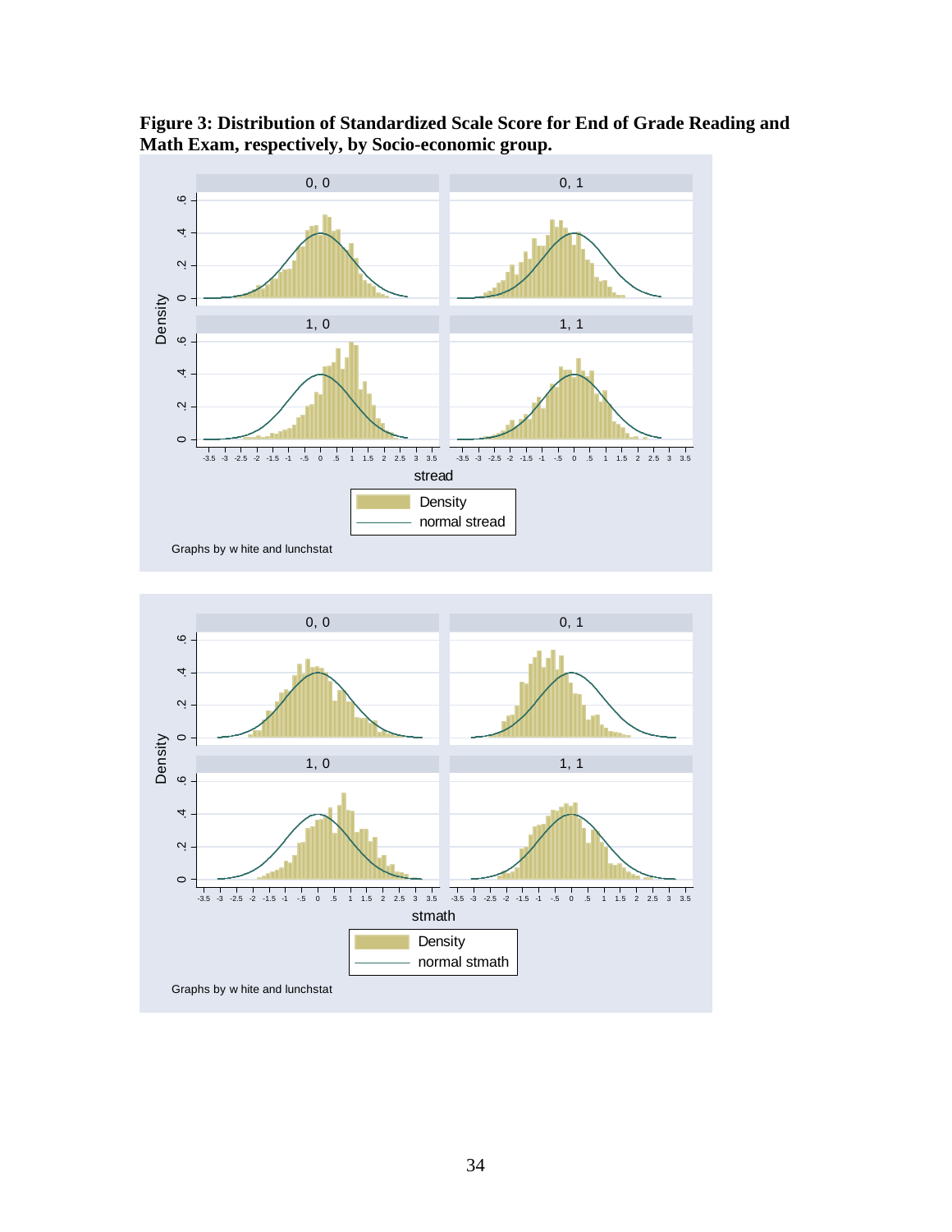**Figure 3: Distribution of Standardized Scale Score for End of Grade Reading and Math Exam, respectively, by Socio-economic group.**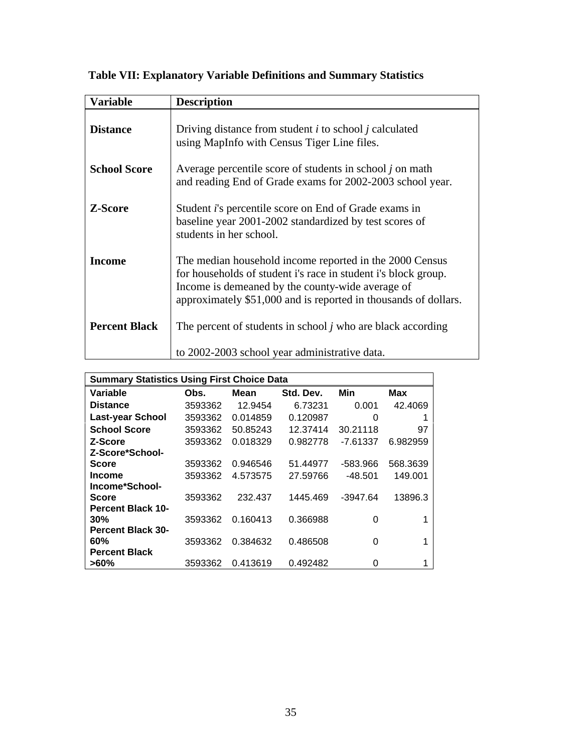**Table VII: Explanatory Variable Definitions and Summary Statistics**

| Variable | Description |
|---|---|
| **Distance** | Driving distance from student *i* to school *j* calculated using MapInfo with Census Tiger Line files. |
| **School Score** | Average percentile score of students in school *j* on math and reading End of Grade exams for 2002-2003 school year. |
| **Z-Score** | Student *i*'s percentile score on End of Grade exams in baseline year 2001-2002 standardized by test scores of students in her school. |
| **Income** | The median household income reported in the 2000 Census for households of student i's race in student i's block group. Income is demeaned by the county-wide average of approximately $51,000 and is reported in thousands of dollars. |
| **Percent Black** | The percent of students in school *j* who are black according to 2002-2003 school year administrative data. |

**Summary Statistics Using First Choice Data**

| Variable | Obs. | Mean | Std. Dev. | Min | Max |
|---|---|---|---|---|---|
| **Distance** | 3593362 | 12.9454 | 6.73231 | 0.001 | 42.4069 |
| **Last-year School** | 3593362 | 0.014859 | 0.120987 | 0 | 1 |
| **School Score** | 3593362 | 50.85243 | 12.37414 | 30.21118 | 97 |
| **Z-Score** | 3593362 | 0.018329 | 0.982778 | -7.61337 | 6.982959 |
| **Z-Score*School-Score** | 3593362 | 0.946546 | 51.44977 | -583.966 | 568.3639 |
| **Income** | 3593362 | 4.573575 | 27.59766 | -48.501 | 149.001 |
| **Income*School-Score** | 3593362 | 232.437 | 1445.469 | -3947.64 | 13896.3 |
| **Percent Black 10-30%** | 3593362 | 0.160413 | 0.366988 | 0 | 1 |
| **Percent Black 30-60%** | 3593362 | 0.384632 | 0.486508 | 0 | 1 |
| **Percent Black >60%** | 3593362 | 0.413619 | 0.492482 | 0 | 1 |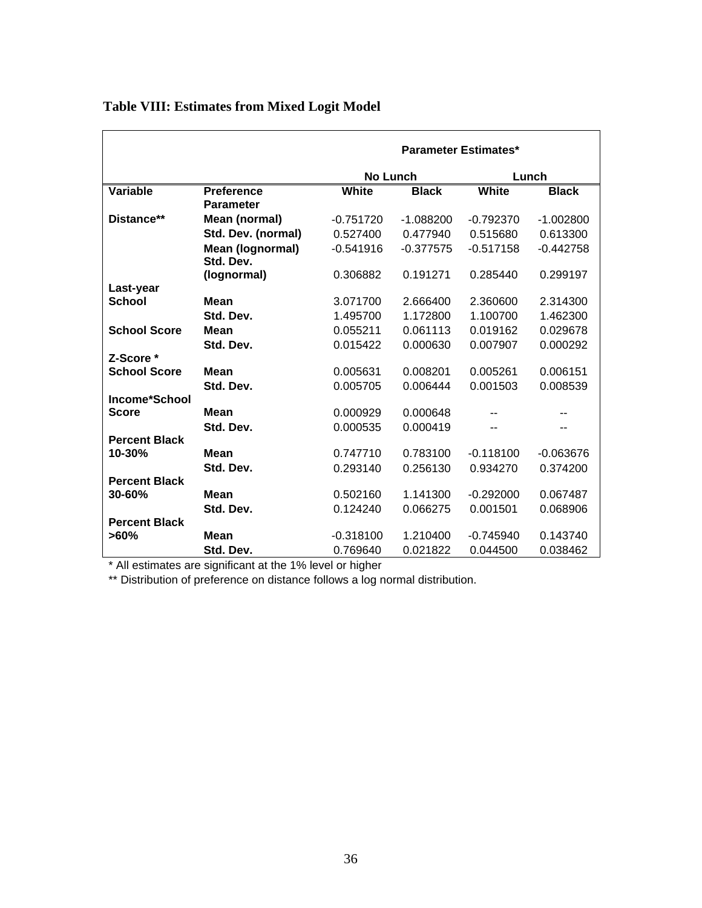**Table VIII: Estimates from Mixed Logit Model**

| | | Parameter Estimates* | | | |
|---|---|---|---|---|---|
| | | No Lunch | | Lunch | |
| Variable | Preference Parameter | White | Black | White | Black |
| **Distance**** | **Mean (normal)** | -0.751720 | -1.088200 | -0.792370 | -1.002800 |
| | **Std. Dev. (normal)** | 0.527400 | 0.477940 | 0.515680 | 0.613300 |
| | **Mean (lognormal)** | -0.541916 | -0.377575 | -0.517158 | -0.442758 |
| | **Std. Dev. (lognormal)** | 0.306882 | 0.191271 | 0.285440 | 0.299197 |
| **Last-year School** | **Mean** | 3.071700 | 2.666400 | 2.360600 | 2.314300 |
| | **Std. Dev.** | 1.495700 | 1.172800 | 1.100700 | 1.462300 |
| **School Score** | **Mean** | 0.055211 | 0.061113 | 0.019162 | 0.029678 |
| | **Std. Dev.** | 0.015422 | 0.000630 | 0.007907 | 0.000292 |
| **Z-Score * School Score** | **Mean** | 0.005631 | 0.008201 | 0.005261 | 0.006151 |
| | **Std. Dev.** | 0.005705 | 0.006444 | 0.001503 | 0.008539 |
| **Income*School Score** | **Mean** | 0.000929 | 0.000648 | -- | -- |
| | **Std. Dev.** | 0.000535 | 0.000419 | -- | -- |
| **Percent Black 10-30%** | **Mean** | 0.747710 | 0.783100 | -0.118100 | -0.063676 |
| | **Std. Dev.** | 0.293140 | 0.256130 | 0.934270 | 0.374200 |
| **Percent Black 30-60%** | **Mean** | 0.502160 | 1.141300 | -0.292000 | 0.067487 |
| | **Std. Dev.** | 0.124240 | 0.066275 | 0.001501 | 0.068906 |
| **Percent Black >60%** | **Mean** | -0.318100 | 1.210400 | -0.745940 | 0.143740 |
| | **Std. Dev.** | 0.769640 | 0.021822 | 0.044500 | 0.038462 |

* All estimates are significant at the 1% level or higher

** Distribution of preference on distance follows a log normal distribution.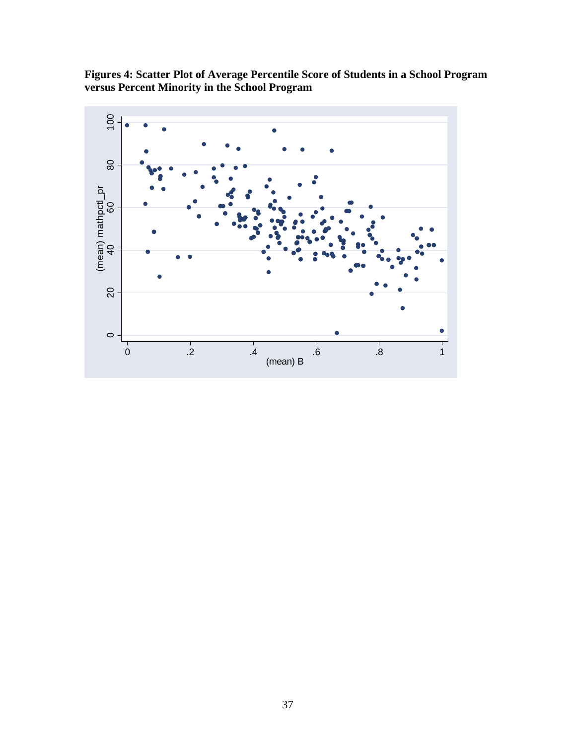**Figures 4: Scatter Plot of Average Percentile Score of Students in a School Program versus Percent Minority in the School Program**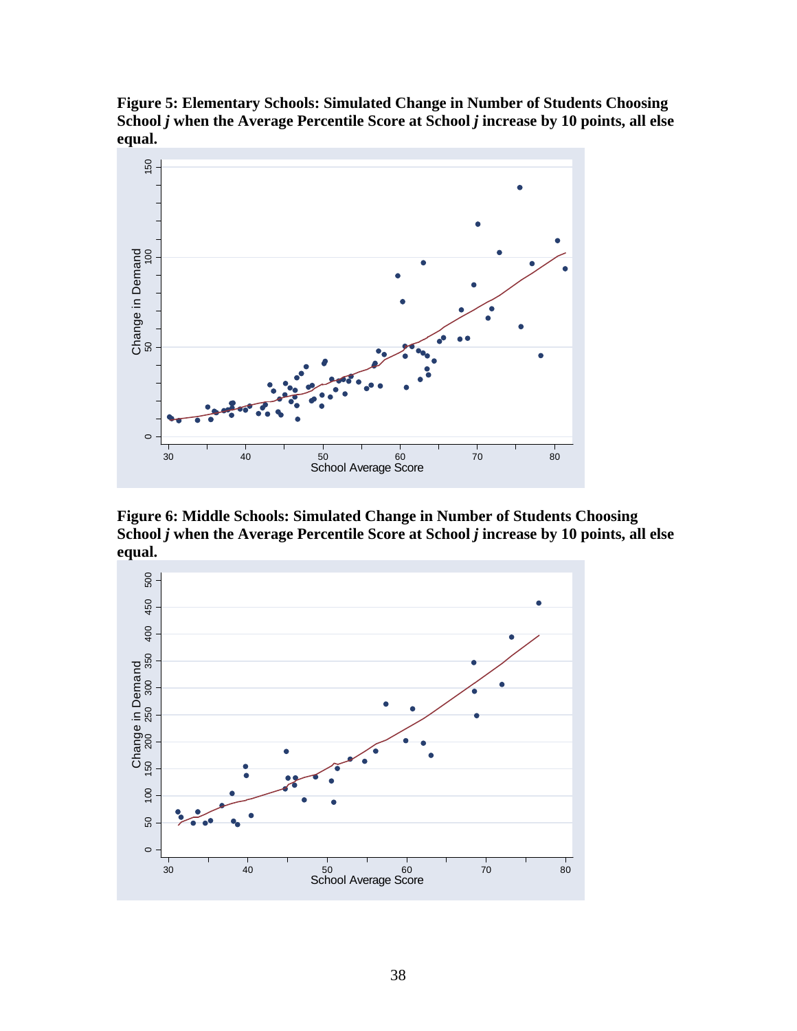**Figure 5: Elementary Schools: Simulated Change in Number of Students Choosing School *j* when the Average Percentile Score at School *j* increase by 10 points, all else equal.**

**Figure 6: Middle Schools: Simulated Change in Number of Students Choosing School *j* when the Average Percentile Score at School *j* increase by 10 points, all else equal.**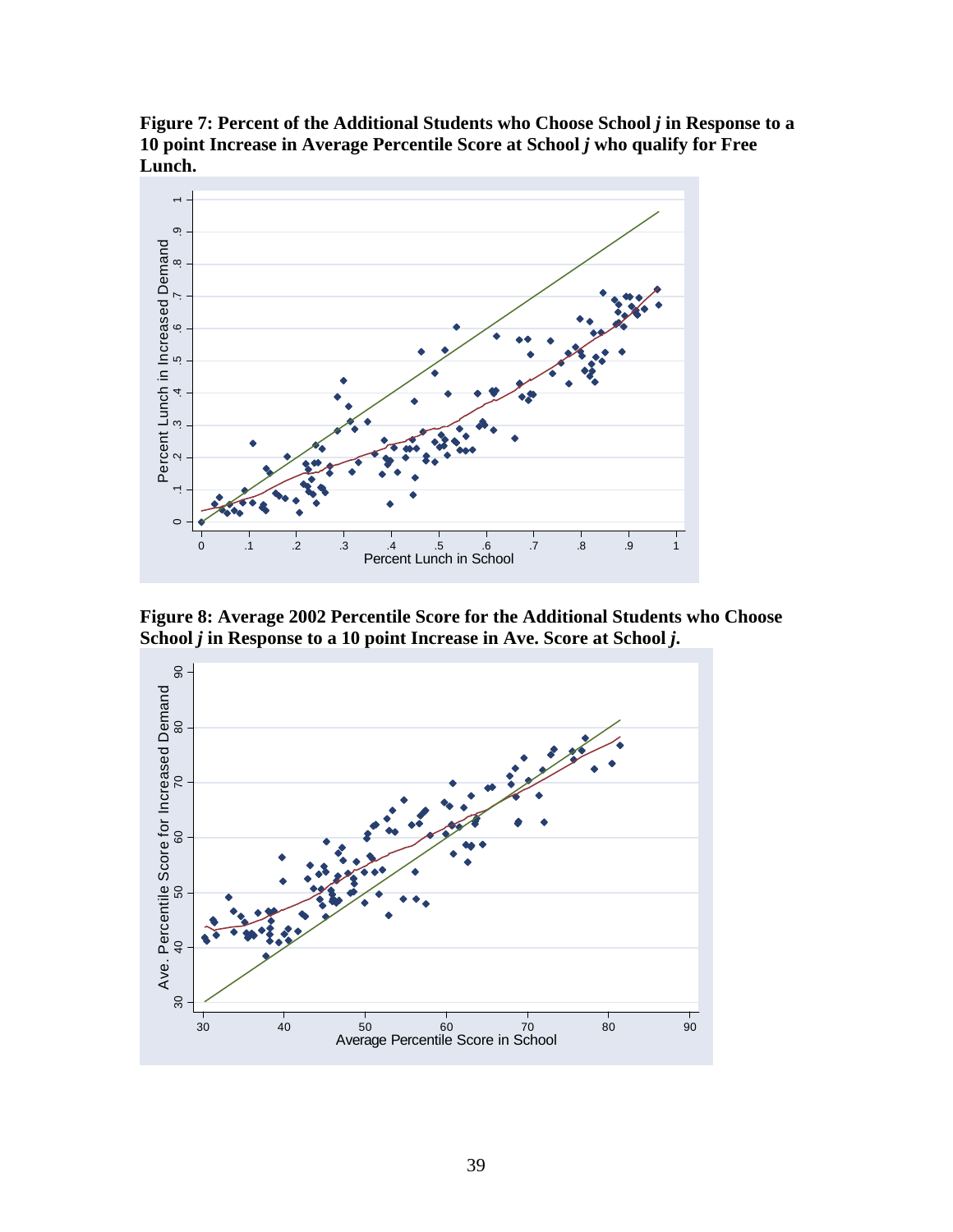**Figure 7: Percent of the Additional Students who Choose School *j* in Response to a 10 point Increase in Average Percentile Score at School *j* who qualify for Free Lunch.**

Percent Lunch in Increased Demand

0
.1
.2
.3
.4
.5
.6
.7
.8
.9
1

0
.1
.2
.3
.4
.5
.6
.7
.8
.9
1

Percent Lunch in School

**Figure 8: Average 2002 Percentile Score for the Additional Students who Choose School *j* in Response to a 10 point Increase in Ave. Score at School *j*.**

Ave. Percentile Score for Increased Demand

30
40
50
60
70
80
90

30
40
50
60
70
80
90

Average Percentile Score in School